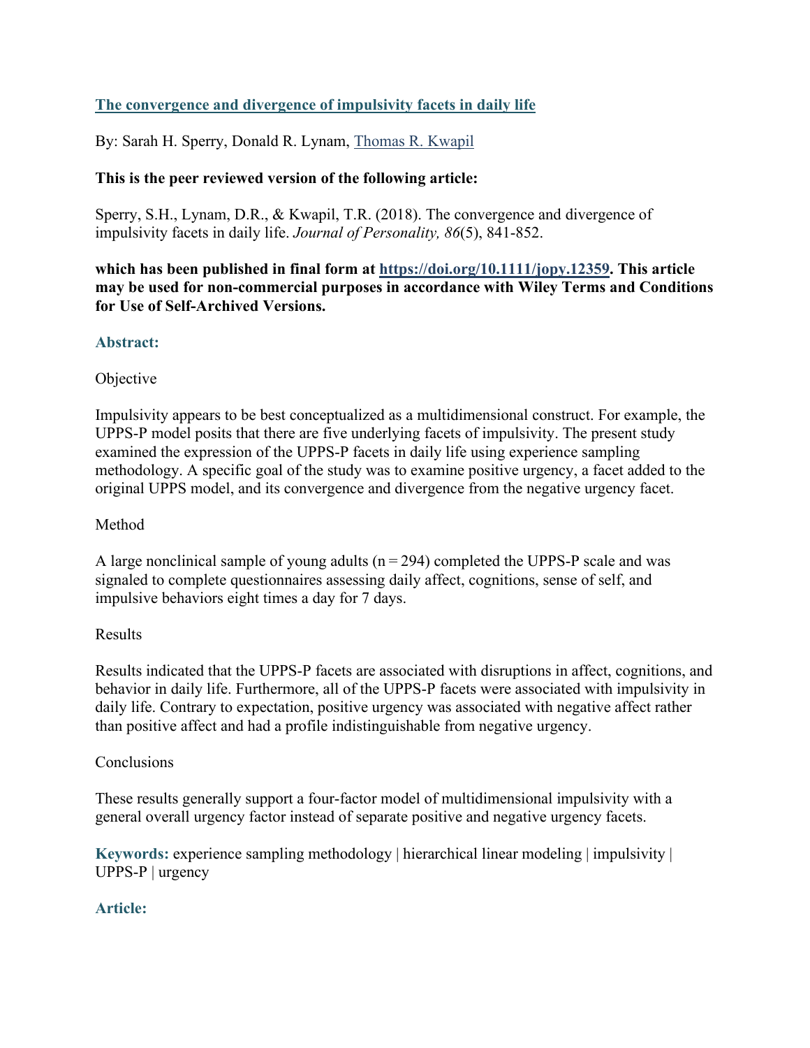# [The convergence and divergence of impulsivity facets in daily life](#)

By: Sarah H. Sperry, Donald R. Lynam, [Thomas R. Kwapil](#)

**This is the peer reviewed version of the following article:**

Sperry, S.H., Lynam, D.R., & Kwapil, T.R. (2018). The convergence and divergence of impulsivity facets in daily life. *Journal of Personality, 86*(5), 841-852.

**which has been published in final form at [https://doi.org/10.1111/jopy.12359](https://doi.org/10.1111/jopy.12359). This article may be used for non-commercial purposes in accordance with Wiley Terms and Conditions for Use of Self-Archived Versions.**

## Abstract:

Objective

Impulsivity appears to be best conceptualized as a multidimensional construct. For example, the UPPS-P model posits that there are five underlying facets of impulsivity. The present study examined the expression of the UPPS-P facets in daily life using experience sampling methodology. A specific goal of the study was to examine positive urgency, a facet added to the original UPPS model, and its convergence and divergence from the negative urgency facet.

Method

A large nonclinical sample of young adults ($n = 294$) completed the UPPS-P scale and was signaled to complete questionnaires assessing daily affect, cognitions, sense of self, and impulsive behaviors eight times a day for 7 days.

Results

Results indicated that the UPPS-P facets are associated with disruptions in affect, cognitions, and behavior in daily life. Furthermore, all of the UPPS-P facets were associated with impulsivity in daily life. Contrary to expectation, positive urgency was associated with negative affect rather than positive affect and had a profile indistinguishable from negative urgency.

Conclusions

These results generally support a four-factor model of multidimensional impulsivity with a general overall urgency factor instead of separate positive and negative urgency facets.

**Keywords:** experience sampling methodology | hierarchical linear modeling | impulsivity | UPPS-P | urgency

## Article: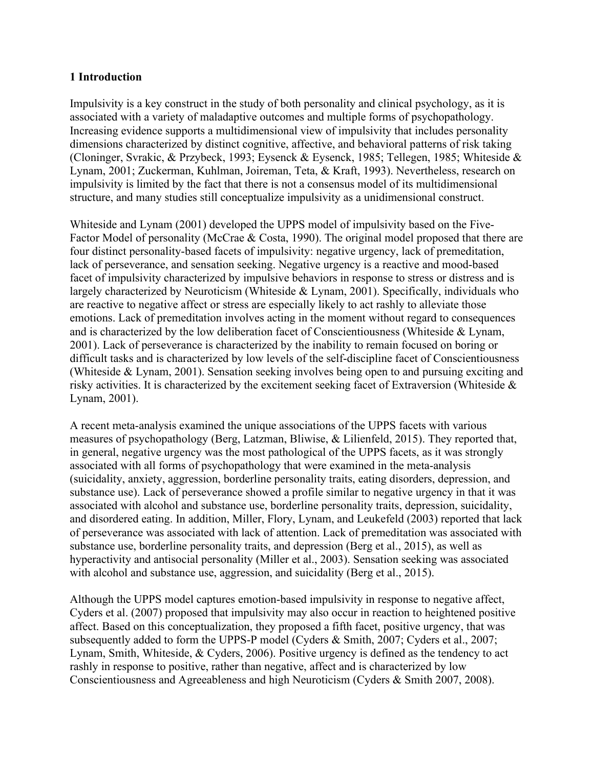**1 Introduction**

Impulsivity is a key construct in the study of both personality and clinical psychology, as it is associated with a variety of maladaptive outcomes and multiple forms of psychopathology. Increasing evidence supports a multidimensional view of impulsivity that includes personality dimensions characterized by distinct cognitive, affective, and behavioral patterns of risk taking (Cloninger, Svrakic, & Przybeck, 1993; Eysenck & Eysenck, 1985; Tellegen, 1985; Whiteside & Lynam, 2001; Zuckerman, Kuhlman, Joireman, Teta, & Kraft, 1993). Nevertheless, research on impulsivity is limited by the fact that there is not a consensus model of its multidimensional structure, and many studies still conceptualize impulsivity as a unidimensional construct.

Whiteside and Lynam (2001) developed the UPPS model of impulsivity based on the Five-Factor Model of personality (McCrae & Costa, 1990). The original model proposed that there are four distinct personality-based facets of impulsivity: negative urgency, lack of premeditation, lack of perseverance, and sensation seeking. Negative urgency is a reactive and mood-based facet of impulsivity characterized by impulsive behaviors in response to stress or distress and is largely characterized by Neuroticism (Whiteside & Lynam, 2001). Specifically, individuals who are reactive to negative affect or stress are especially likely to act rashly to alleviate those emotions. Lack of premeditation involves acting in the moment without regard to consequences and is characterized by the low deliberation facet of Conscientiousness (Whiteside & Lynam, 2001). Lack of perseverance is characterized by the inability to remain focused on boring or difficult tasks and is characterized by low levels of the self-discipline facet of Conscientiousness (Whiteside & Lynam, 2001). Sensation seeking involves being open to and pursuing exciting and risky activities. It is characterized by the excitement seeking facet of Extraversion (Whiteside & Lynam, 2001).

A recent meta-analysis examined the unique associations of the UPPS facets with various measures of psychopathology (Berg, Latzman, Bliwise, & Lilienfeld, 2015). They reported that, in general, negative urgency was the most pathological of the UPPS facets, as it was strongly associated with all forms of psychopathology that were examined in the meta-analysis (suicidality, anxiety, aggression, borderline personality traits, eating disorders, depression, and substance use). Lack of perseverance showed a profile similar to negative urgency in that it was associated with alcohol and substance use, borderline personality traits, depression, suicidality, and disordered eating. In addition, Miller, Flory, Lynam, and Leukefeld (2003) reported that lack of perseverance was associated with lack of attention. Lack of premeditation was associated with substance use, borderline personality traits, and depression (Berg et al., 2015), as well as hyperactivity and antisocial personality (Miller et al., 2003). Sensation seeking was associated with alcohol and substance use, aggression, and suicidality (Berg et al., 2015).

Although the UPPS model captures emotion-based impulsivity in response to negative affect, Cyders et al. (2007) proposed that impulsivity may also occur in reaction to heightened positive affect. Based on this conceptualization, they proposed a fifth facet, positive urgency, that was subsequently added to form the UPPS-P model (Cyders & Smith, 2007; Cyders et al., 2007; Lynam, Smith, Whiteside, & Cyders, 2006). Positive urgency is defined as the tendency to act rashly in response to positive, rather than negative, affect and is characterized by low Conscientiousness and Agreeableness and high Neuroticism (Cyders & Smith 2007, 2008).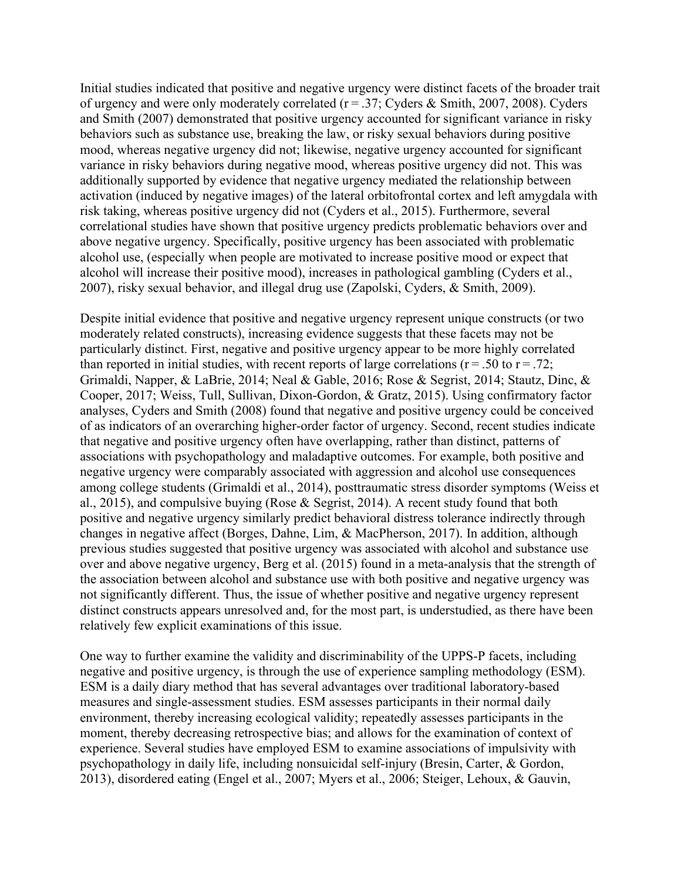Initial studies indicated that positive and negative urgency were distinct facets of the broader trait of urgency and were only moderately correlated ($r = .37$; Cyders & Smith, 2007, 2008). Cyders and Smith (2007) demonstrated that positive urgency accounted for significant variance in risky behaviors such as substance use, breaking the law, or risky sexual behaviors during positive mood, whereas negative urgency did not; likewise, negative urgency accounted for significant variance in risky behaviors during negative mood, whereas positive urgency did not. This was additionally supported by evidence that negative urgency mediated the relationship between activation (induced by negative images) of the lateral orbitofrontal cortex and left amygdala with risk taking, whereas positive urgency did not (Cyders et al., 2015). Furthermore, several correlational studies have shown that positive urgency predicts problematic behaviors over and above negative urgency. Specifically, positive urgency has been associated with problematic alcohol use, (especially when people are motivated to increase positive mood or expect that alcohol will increase their positive mood), increases in pathological gambling (Cyders et al., 2007), risky sexual behavior, and illegal drug use (Zapolski, Cyders, & Smith, 2009).

Despite initial evidence that positive and negative urgency represent unique constructs (or two moderately related constructs), increasing evidence suggests that these facets may not be particularly distinct. First, negative and positive urgency appear to be more highly correlated than reported in initial studies, with recent reports of large correlations ($r = .50$ to $r = .72$; Grimaldi, Napper, & LaBrie, 2014; Neal & Gable, 2016; Rose & Segrist, 2014; Stautz, Dinc, & Cooper, 2017; Weiss, Tull, Sullivan, Dixon-Gordon, & Gratz, 2015). Using confirmatory factor analyses, Cyders and Smith (2008) found that negative and positive urgency could be conceived of as indicators of an overarching higher-order factor of urgency. Second, recent studies indicate that negative and positive urgency often have overlapping, rather than distinct, patterns of associations with psychopathology and maladaptive outcomes. For example, both positive and negative urgency were comparably associated with aggression and alcohol use consequences among college students (Grimaldi et al., 2014), posttraumatic stress disorder symptoms (Weiss et al., 2015), and compulsive buying (Rose & Segrist, 2014). A recent study found that both positive and negative urgency similarly predict behavioral distress tolerance indirectly through changes in negative affect (Borges, Dahne, Lim, & MacPherson, 2017). In addition, although previous studies suggested that positive urgency was associated with alcohol and substance use over and above negative urgency, Berg et al. (2015) found in a meta-analysis that the strength of the association between alcohol and substance use with both positive and negative urgency was not significantly different. Thus, the issue of whether positive and negative urgency represent distinct constructs appears unresolved and, for the most part, is understudied, as there have been relatively few explicit examinations of this issue.

One way to further examine the validity and discriminability of the UPPS-P facets, including negative and positive urgency, is through the use of experience sampling methodology (ESM). ESM is a daily diary method that has several advantages over traditional laboratory-based measures and single-assessment studies. ESM assesses participants in their normal daily environment, thereby increasing ecological validity; repeatedly assesses participants in the moment, thereby decreasing retrospective bias; and allows for the examination of context of experience. Several studies have employed ESM to examine associations of impulsivity with psychopathology in daily life, including nonsuicidal self-injury (Bresin, Carter, & Gordon, 2013), disordered eating (Engel et al., 2007; Myers et al., 2006; Steiger, Lehoux, & Gauvin,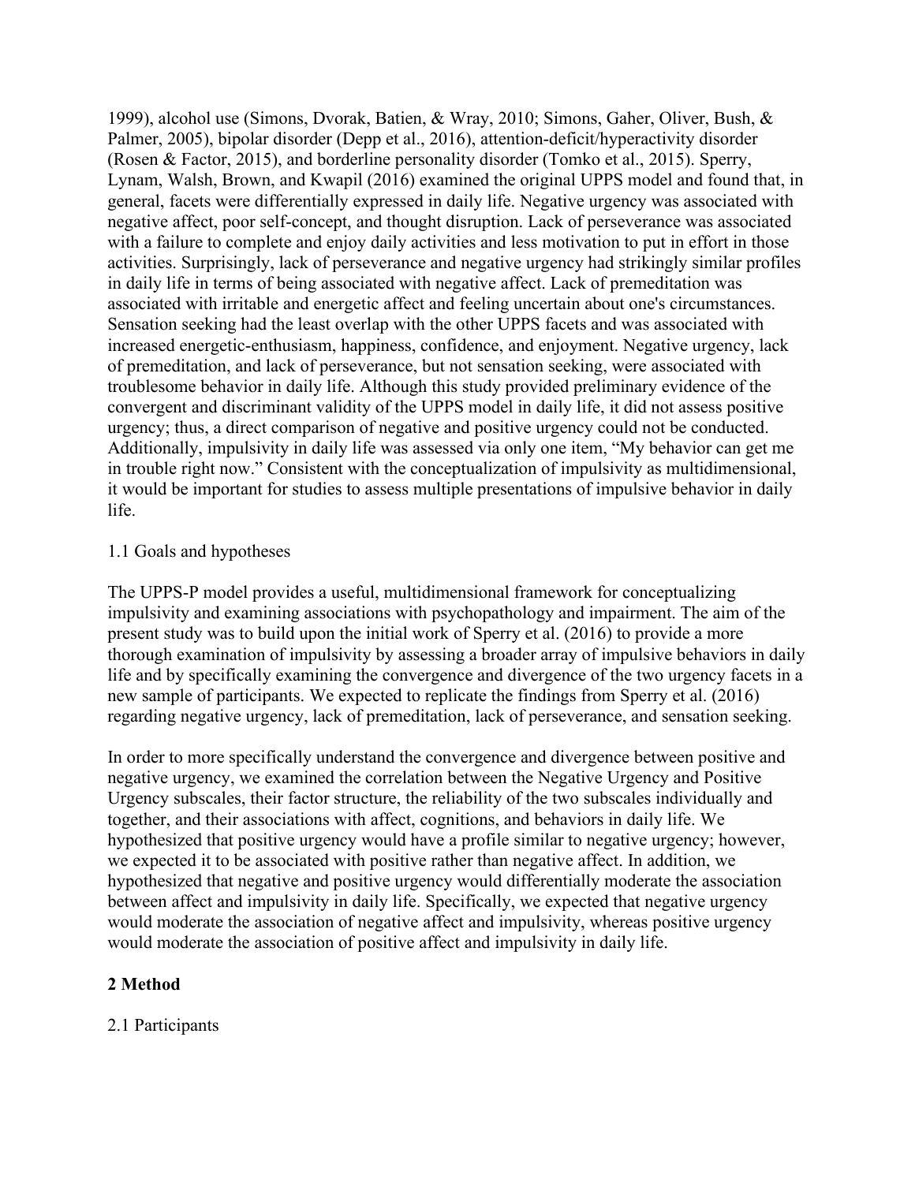1999), alcohol use (Simons, Dvorak, Batien, & Wray, 2010; Simons, Gaher, Oliver, Bush, & Palmer, 2005), bipolar disorder (Depp et al., 2016), attention-deficit/hyperactivity disorder (Rosen & Factor, 2015), and borderline personality disorder (Tomko et al., 2015). Sperry, Lynam, Walsh, Brown, and Kwapil (2016) examined the original UPPS model and found that, in general, facets were differentially expressed in daily life. Negative urgency was associated with negative affect, poor self-concept, and thought disruption. Lack of perseverance was associated with a failure to complete and enjoy daily activities and less motivation to put in effort in those activities. Surprisingly, lack of perseverance and negative urgency had strikingly similar profiles in daily life in terms of being associated with negative affect. Lack of premeditation was associated with irritable and energetic affect and feeling uncertain about one's circumstances. Sensation seeking had the least overlap with the other UPPS facets and was associated with increased energetic-enthusiasm, happiness, confidence, and enjoyment. Negative urgency, lack of premeditation, and lack of perseverance, but not sensation seeking, were associated with troublesome behavior in daily life. Although this study provided preliminary evidence of the convergent and discriminant validity of the UPPS model in daily life, it did not assess positive urgency; thus, a direct comparison of negative and positive urgency could not be conducted. Additionally, impulsivity in daily life was assessed via only one item, "My behavior can get me in trouble right now." Consistent with the conceptualization of impulsivity as multidimensional, it would be important for studies to assess multiple presentations of impulsive behavior in daily life.

### 1.1 Goals and hypotheses

The UPPS-P model provides a useful, multidimensional framework for conceptualizing impulsivity and examining associations with psychopathology and impairment. The aim of the present study was to build upon the initial work of Sperry et al. (2016) to provide a more thorough examination of impulsivity by assessing a broader array of impulsive behaviors in daily life and by specifically examining the convergence and divergence of the two urgency facets in a new sample of participants. We expected to replicate the findings from Sperry et al. (2016) regarding negative urgency, lack of premeditation, lack of perseverance, and sensation seeking.

In order to more specifically understand the convergence and divergence between positive and negative urgency, we examined the correlation between the Negative Urgency and Positive Urgency subscales, their factor structure, the reliability of the two subscales individually and together, and their associations with affect, cognitions, and behaviors in daily life. We hypothesized that positive urgency would have a profile similar to negative urgency; however, we expected it to be associated with positive rather than negative affect. In addition, we hypothesized that negative and positive urgency would differentially moderate the association between affect and impulsivity in daily life. Specifically, we expected that negative urgency would moderate the association of negative affect and impulsivity, whereas positive urgency would moderate the association of positive affect and impulsivity in daily life.

## 2 Method

### 2.1 Participants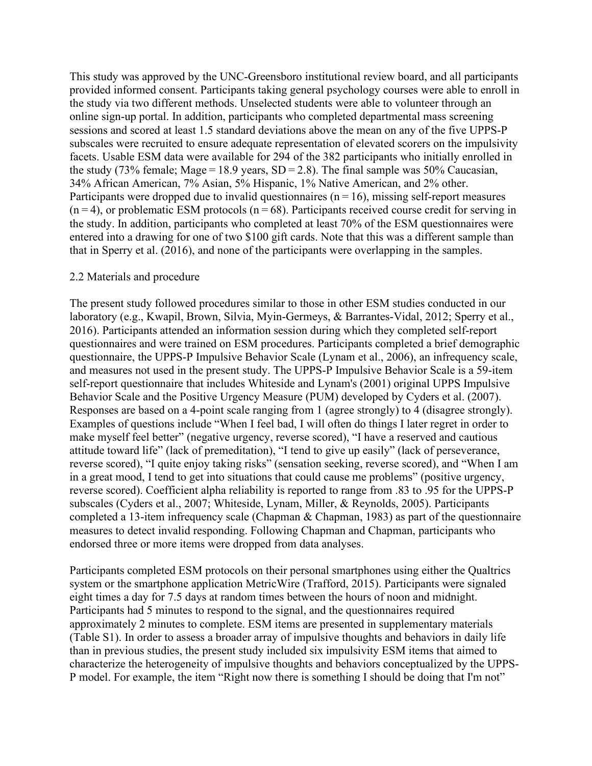This study was approved by the UNC-Greensboro institutional review board, and all participants provided informed consent. Participants taking general psychology courses were able to enroll in the study via two different methods. Unselected students were able to volunteer through an online sign-up portal. In addition, participants who completed departmental mass screening sessions and scored at least 1.5 standard deviations above the mean on any of the five UPPS-P subscales were recruited to ensure adequate representation of elevated scorers on the impulsivity facets. Usable ESM data were available for 294 of the 382 participants who initially enrolled in the study (73% female; Mage = 18.9 years, SD = 2.8). The final sample was 50% Caucasian, 34% African American, 7% Asian, 5% Hispanic, 1% Native American, and 2% other. Participants were dropped due to invalid questionnaires (n = 16), missing self-report measures (n = 4), or problematic ESM protocols (n = 68). Participants received course credit for serving in the study. In addition, participants who completed at least 70% of the ESM questionnaires were entered into a drawing for one of two $100 gift cards. Note that this was a different sample than that in Sperry et al. (2016), and none of the participants were overlapping in the samples.

## 2.2 Materials and procedure

The present study followed procedures similar to those in other ESM studies conducted in our laboratory (e.g., Kwapil, Brown, Silvia, Myin-Germeys, & Barrantes-Vidal, 2012; Sperry et al., 2016). Participants attended an information session during which they completed self-report questionnaires and were trained on ESM procedures. Participants completed a brief demographic questionnaire, the UPPS-P Impulsive Behavior Scale (Lynam et al., 2006), an infrequency scale, and measures not used in the present study. The UPPS-P Impulsive Behavior Scale is a 59-item self-report questionnaire that includes Whiteside and Lynam's (2001) original UPPS Impulsive Behavior Scale and the Positive Urgency Measure (PUM) developed by Cyders et al. (2007). Responses are based on a 4-point scale ranging from 1 (agree strongly) to 4 (disagree strongly). Examples of questions include "When I feel bad, I will often do things I later regret in order to make myself feel better" (negative urgency, reverse scored), "I have a reserved and cautious attitude toward life" (lack of premeditation), "I tend to give up easily" (lack of perseverance, reverse scored), "I quite enjoy taking risks" (sensation seeking, reverse scored), and "When I am in a great mood, I tend to get into situations that could cause me problems" (positive urgency, reverse scored). Coefficient alpha reliability is reported to range from .83 to .95 for the UPPS-P subscales (Cyders et al., 2007; Whiteside, Lynam, Miller, & Reynolds, 2005). Participants completed a 13-item infrequency scale (Chapman & Chapman, 1983) as part of the questionnaire measures to detect invalid responding. Following Chapman and Chapman, participants who endorsed three or more items were dropped from data analyses.

Participants completed ESM protocols on their personal smartphones using either the Qualtrics system or the smartphone application MetricWire (Trafford, 2015). Participants were signaled eight times a day for 7.5 days at random times between the hours of noon and midnight. Participants had 5 minutes to respond to the signal, and the questionnaires required approximately 2 minutes to complete. ESM items are presented in supplementary materials (Table S1). In order to assess a broader array of impulsive thoughts and behaviors in daily life than in previous studies, the present study included six impulsivity ESM items that aimed to characterize the heterogeneity of impulsive thoughts and behaviors conceptualized by the UPPS-P model. For example, the item "Right now there is something I should be doing that I'm not"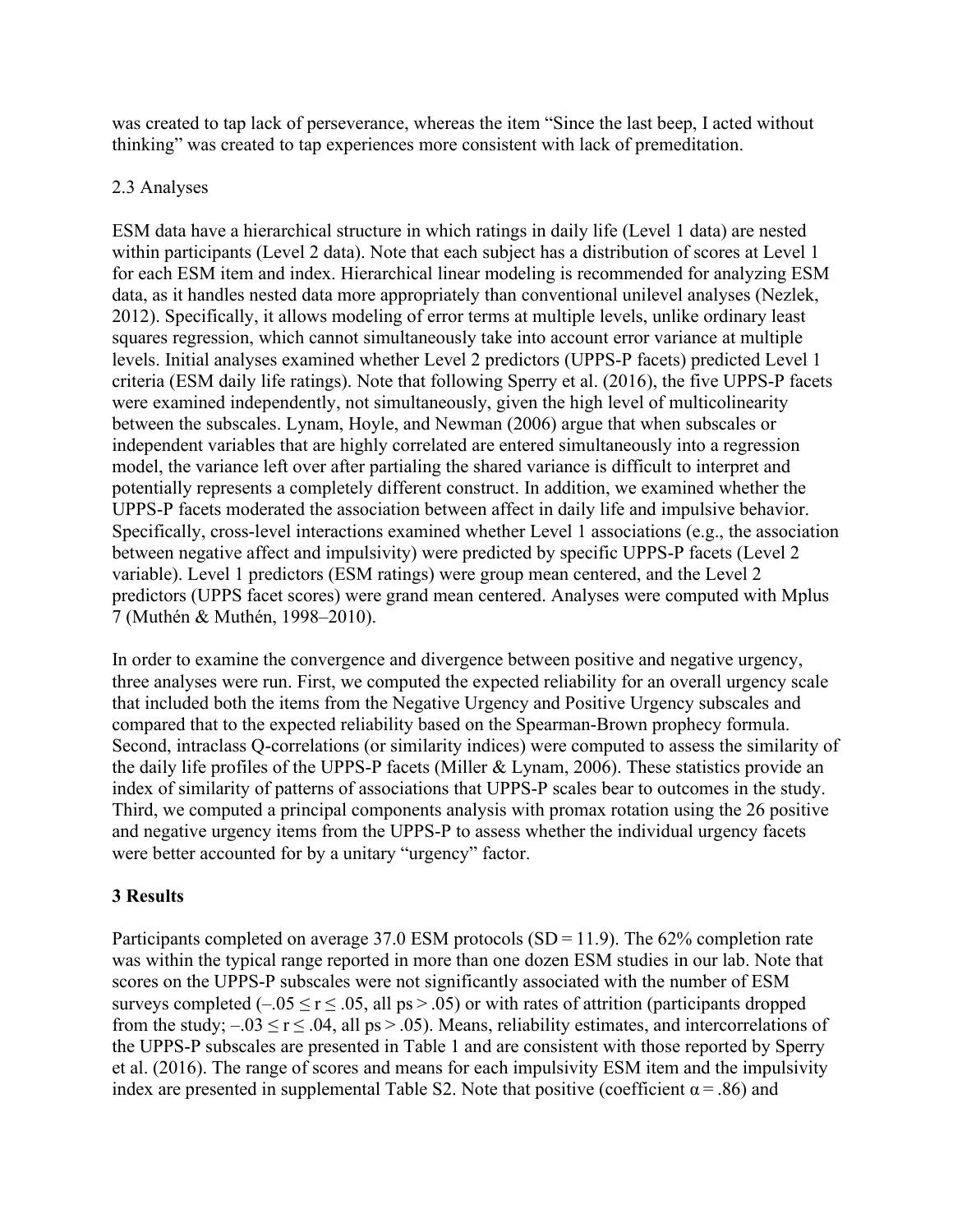was created to tap lack of perseverance, whereas the item "Since the last beep, I acted without thinking" was created to tap experiences more consistent with lack of premeditation.

### 2.3 Analyses

ESM data have a hierarchical structure in which ratings in daily life (Level 1 data) are nested within participants (Level 2 data). Note that each subject has a distribution of scores at Level 1 for each ESM item and index. Hierarchical linear modeling is recommended for analyzing ESM data, as it handles nested data more appropriately than conventional unilevel analyses (Nezlek, 2012). Specifically, it allows modeling of error terms at multiple levels, unlike ordinary least squares regression, which cannot simultaneously take into account error variance at multiple levels. Initial analyses examined whether Level 2 predictors (UPPS-P facets) predicted Level 1 criteria (ESM daily life ratings). Note that following Sperry et al. (2016), the five UPPS-P facets were examined independently, not simultaneously, given the high level of multicolinearity between the subscales. Lynam, Hoyle, and Newman (2006) argue that when subscales or independent variables that are highly correlated are entered simultaneously into a regression model, the variance left over after partialing the shared variance is difficult to interpret and potentially represents a completely different construct. In addition, we examined whether the UPPS-P facets moderated the association between affect in daily life and impulsive behavior. Specifically, cross-level interactions examined whether Level 1 associations (e.g., the association between negative affect and impulsivity) were predicted by specific UPPS-P facets (Level 2 variable). Level 1 predictors (ESM ratings) were group mean centered, and the Level 2 predictors (UPPS facet scores) were grand mean centered. Analyses were computed with Mplus 7 (Muthén & Muthén, 1998–2010).

In order to examine the convergence and divergence between positive and negative urgency, three analyses were run. First, we computed the expected reliability for an overall urgency scale that included both the items from the Negative Urgency and Positive Urgency subscales and compared that to the expected reliability based on the Spearman-Brown prophecy formula. Second, intraclass Q-correlations (or similarity indices) were computed to assess the similarity of the daily life profiles of the UPPS-P facets (Miller & Lynam, 2006). These statistics provide an index of similarity of patterns of associations that UPPS-P scales bear to outcomes in the study. Third, we computed a principal components analysis with promax rotation using the 26 positive and negative urgency items from the UPPS-P to assess whether the individual urgency facets were better accounted for by a unitary "urgency" factor.

## 3 Results

Participants completed on average 37.0 ESM protocols (SD = 11.9). The 62% completion rate was within the typical range reported in more than one dozen ESM studies in our lab. Note that scores on the UPPS-P subscales were not significantly associated with the number of ESM surveys completed ($-.05 \leq r \leq .05$, all $ps > .05$) or with rates of attrition (participants dropped from the study; $-.03 \leq r \leq .04$, all $ps > .05$). Means, reliability estimates, and intercorrelations of the UPPS-P subscales are presented in Table 1 and are consistent with those reported by Sperry et al. (2016). The range of scores and means for each impulsivity ESM item and the impulsivity index are presented in supplemental Table S2. Note that positive (coefficient $\alpha = .86$) and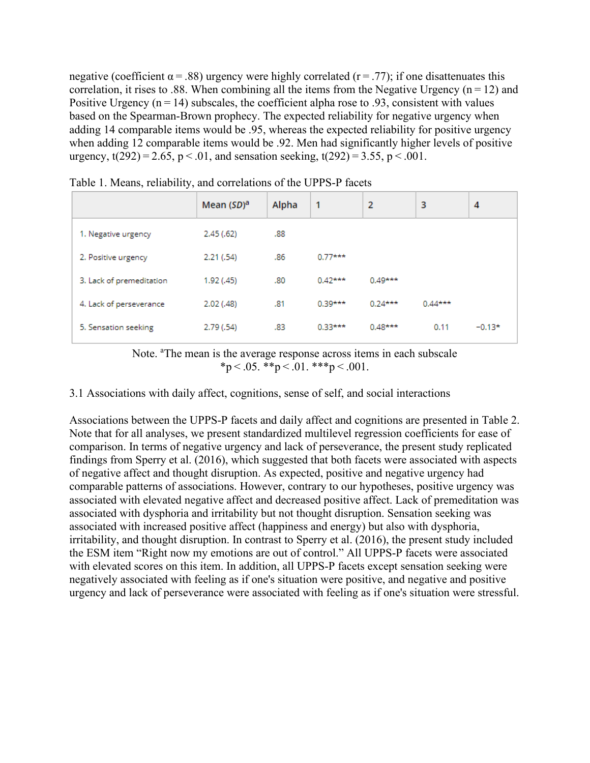negative (coefficient α = .88) urgency were highly correlated (r = .77); if one disattenuates this correlation, it rises to .88. When combining all the items from the Negative Urgency (n = 12) and Positive Urgency (n = 14) subscales, the coefficient alpha rose to .93, consistent with values based on the Spearman-Brown prophecy. The expected reliability for negative urgency when adding 14 comparable items would be .95, whereas the expected reliability for positive urgency when adding 12 comparable items would be .92. Men had significantly higher levels of positive urgency, $t(292) = 2.65$, $p < .01$, and sensation seeking, $t(292) = 3.55$, $p < .001$.

Table 1. Means, reliability, and correlations of the UPPS-P facets

| | Mean (*SD*)[a] | Alpha | 1 | 2 | 3 | 4 |
|---|---|---|---|---|---|---|
| 1. Negative urgency | 2.45 (.62) | .88 | | | | |
| 2. Positive urgency | 2.21 (.54) | .86 | 0.77*** | | | |
| 3. Lack of premeditation | 1.92 (.45) | .80 | 0.42*** | 0.49*** | | |
| 4. Lack of perseverance | 2.02 (.48) | .81 | 0.39*** | 0.24*** | 0.44*** | |
| 5. Sensation seeking | 2.79 (.54) | .83 | 0.33*** | 0.48*** | 0.11 | −0.13* |

Note. [a]The mean is the average response across items in each subscale
*p < .05. **p < .01. ***p < .001.

### 3.1 Associations with daily affect, cognitions, sense of self, and social interactions

Associations between the UPPS-P facets and daily affect and cognitions are presented in Table 2. Note that for all analyses, we present standardized multilevel regression coefficients for ease of comparison. In terms of negative urgency and lack of perseverance, the present study replicated findings from Sperry et al. (2016), which suggested that both facets were associated with aspects of negative affect and thought disruption. As expected, positive and negative urgency had comparable patterns of associations. However, contrary to our hypotheses, positive urgency was associated with elevated negative affect and decreased positive affect. Lack of premeditation was associated with dysphoria and irritability but not thought disruption. Sensation seeking was associated with increased positive affect (happiness and energy) but also with dysphoria, irritability, and thought disruption. In contrast to Sperry et al. (2016), the present study included the ESM item "Right now my emotions are out of control." All UPPS-P facets were associated with elevated scores on this item. In addition, all UPPS-P facets except sensation seeking were negatively associated with feeling as if one's situation were positive, and negative and positive urgency and lack of perseverance were associated with feeling as if one's situation were stressful.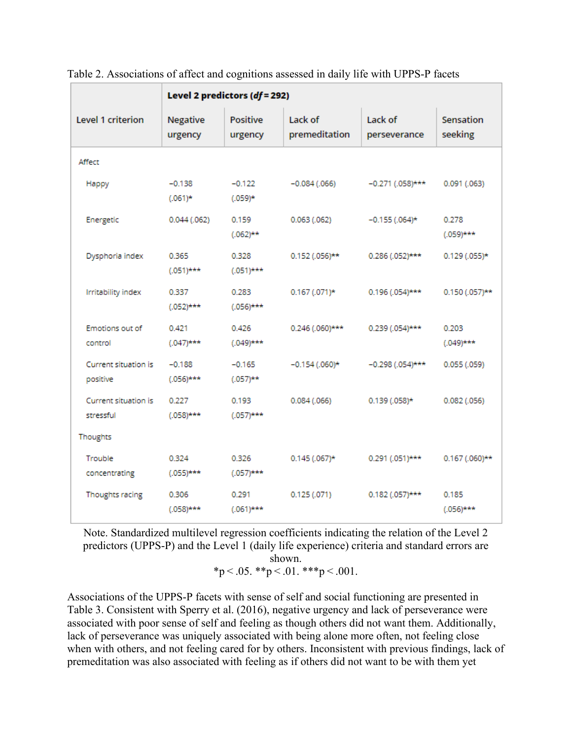Table 2. Associations of affect and cognitions assessed in daily life with UPPS-P facets

| Level 1 criterion | Level 2 predictors (*df* = 292) | | | | |
|---|---|---|---|---|---|
| | Negative urgency | Positive urgency | Lack of premeditation | Lack of perseverance | Sensation seeking |
| Affect | | | | | |
| Happy | −0.138 (.061)* | −0.122 (.059)* | −0.084 (.066) | −0.271 (.058)*** | 0.091 (.063) |
| Energetic | 0.044 (.062) | 0.159 (.062)** | 0.063 (.062) | −0.155 (.064)* | 0.278 (.059)*** |
| Dysphoria index | 0.365 (.051)*** | 0.328 (.051)*** | 0.152 (.056)** | 0.286 (.052)*** | 0.129 (.055)* |
| Irritability index | 0.337 (.052)*** | 0.283 (.056)*** | 0.167 (.071)* | 0.196 (.054)*** | 0.150 (.057)** |
| Emotions out of control | 0.421 (.047)*** | 0.426 (.049)*** | 0.246 (.060)*** | 0.239 (.054)*** | 0.203 (.049)*** |
| Current situation is positive | −0.188 (.056)*** | −0.165 (.057)** | −0.154 (.060)* | −0.298 (.054)*** | 0.055 (.059) |
| Current situation is stressful | 0.227 (.058)*** | 0.193 (.057)*** | 0.084 (.066) | 0.139 (.058)* | 0.082 (.056) |
| Thoughts | | | | | |
| Trouble concentrating | 0.324 (.055)*** | 0.326 (.057)*** | 0.145 (.067)* | 0.291 (.051)*** | 0.167 (.060)** |
| Thoughts racing | 0.306 (.058)*** | 0.291 (.061)*** | 0.125 (.071) | 0.182 (.057)*** | 0.185 (.056)*** |

Note. Standardized multilevel regression coefficients indicating the relation of the Level 2 predictors (UPPS-P) and the Level 1 (daily life experience) criteria and standard errors are shown.
*$p < .05$. **$p < .01$. ***$p < .001$.

Associations of the UPPS-P facets with sense of self and social functioning are presented in Table 3. Consistent with Sperry et al. (2016), negative urgency and lack of perseverance were associated with poor sense of self and feeling as though others did not want them. Additionally, lack of perseverance was uniquely associated with being alone more often, not feeling close when with others, and not feeling cared for by others. Inconsistent with previous findings, lack of premeditation was also associated with feeling as if others did not want to be with them yet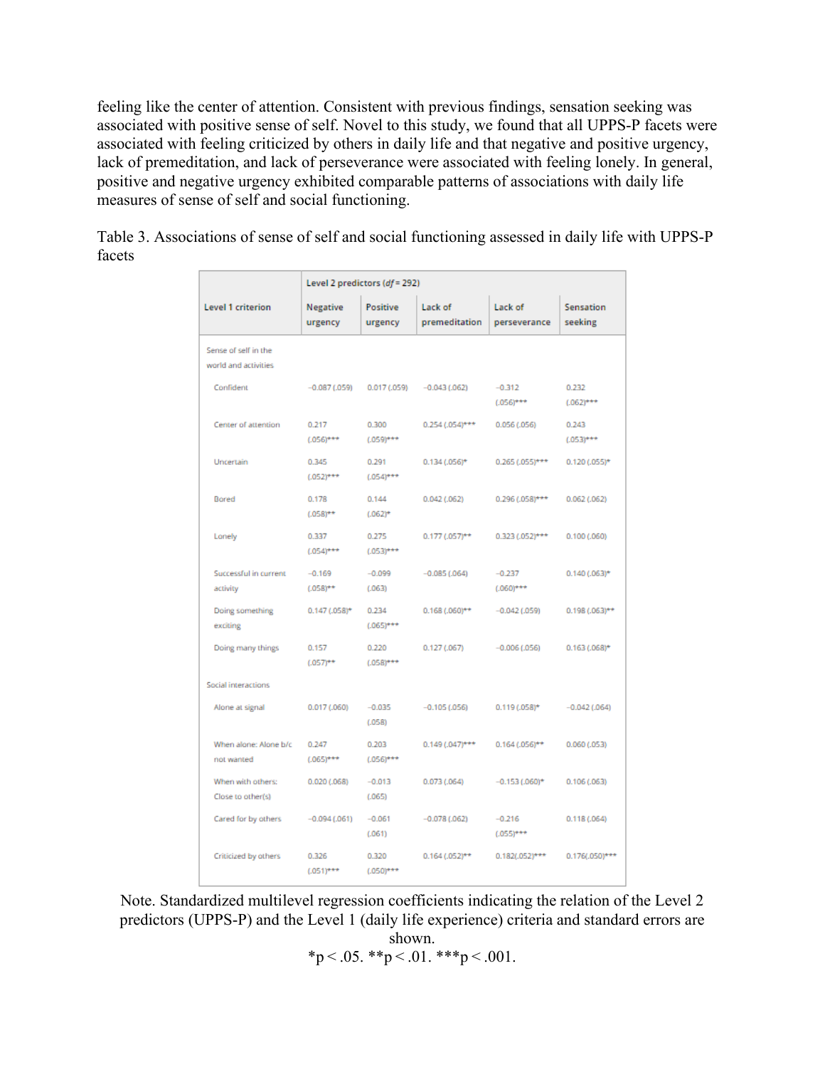feeling like the center of attention. Consistent with previous findings, sensation seeking was associated with positive sense of self. Novel to this study, we found that all UPPS-P facets were associated with feeling criticized by others in daily life and that negative and positive urgency, lack of premeditation, and lack of perseverance were associated with feeling lonely. In general, positive and negative urgency exhibited comparable patterns of associations with daily life measures of sense of self and social functioning.

Table 3. Associations of sense of self and social functioning assessed in daily life with UPPS-P facets

| Level 1 criterion | Level 2 predictors ($df = 292$) | | | | |
|---|---|---|---|---|---|
| | Negative urgency | Positive urgency | Lack of premeditation | Lack of perseverance | Sensation seeking |
| Sense of self in the world and activities | | | | | |
| Confident | −0.087 (.059) | 0.017 (.059) | −0.043 (.062) | −0.312 (.056)*** | 0.232 (.062)*** |
| Center of attention | 0.217 (.056)*** | 0.300 (.059)*** | 0.254 (.054)*** | 0.056 (.056) | 0.243 (.053)*** |
| Uncertain | 0.345 (.052)*** | 0.291 (.054)*** | 0.134 (.056)* | 0.265 (.055)*** | 0.120 (.055)* |
| Bored | 0.178 (.058)** | 0.144 (.062)* | 0.042 (.062) | 0.296 (.058)*** | 0.062 (.062) |
| Lonely | 0.337 (.054)*** | 0.275 (.053)*** | 0.177 (.057)** | 0.323 (.052)*** | 0.100 (.060) |
| Successful in current activity | −0.169 (.058)** | −0.099 (.063) | −0.085 (.064) | −0.237 (.060)*** | 0.140 (.063)* |
| Doing something exciting | 0.147 (.058)* | 0.234 (.065)*** | 0.168 (.060)** | −0.042 (.059) | 0.198 (.063)** |
| Doing many things | 0.157 (.057)** | 0.220 (.058)*** | 0.127 (.067) | −0.006 (.056) | 0.163 (.068)* |
| Social interactions | | | | | |
| Alone at signal | 0.017 (.060) | −0.035 (.058) | −0.105 (.056) | 0.119 (.058)* | −0.042 (.064) |
| When alone: Alone b/c not wanted | 0.247 (.065)*** | 0.203 (.056)*** | 0.149 (.047)*** | 0.164 (.056)** | 0.060 (.053) |
| When with others: Close to other(s) | 0.020 (.068) | −0.013 (.065) | 0.073 (.064) | −0.153 (.060)* | 0.106 (.063) |
| Cared for by others | −0.094 (.061) | −0.061 (.061) | −0.078 (.062) | −0.216 (.055)*** | 0.118 (.064) |
| Criticized by others | 0.326 (.051)*** | 0.320 (.050)*** | 0.164 (.052)** | 0.182(.052)*** | 0.176(.050)*** |

Note. Standardized multilevel regression coefficients indicating the relation of the Level 2 predictors (UPPS-P) and the Level 1 (daily life experience) criteria and standard errors are shown.

*$p < .05$. **$p < .01$. ***$p < .001$.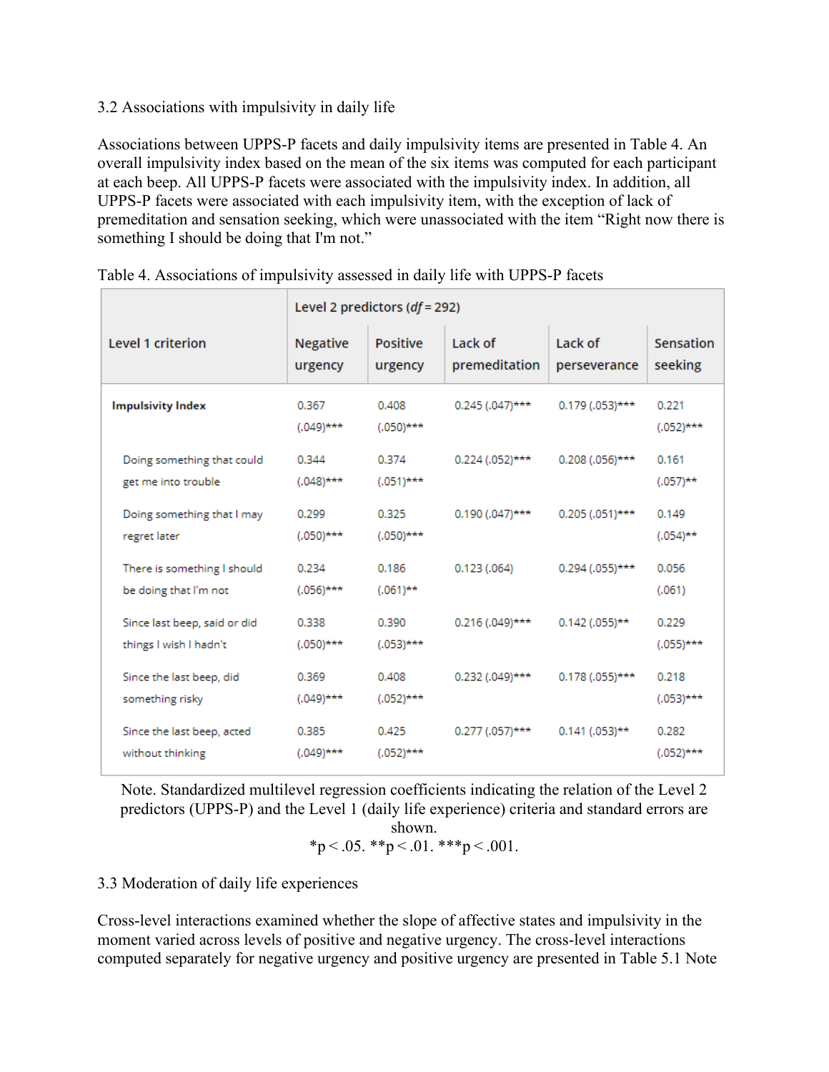3.2 Associations with impulsivity in daily life

Associations between UPPS-P facets and daily impulsivity items are presented in Table 4. An overall impulsivity index based on the mean of the six items was computed for each participant at each beep. All UPPS-P facets were associated with the impulsivity index. In addition, all UPPS-P facets were associated with each impulsivity item, with the exception of lack of premeditation and sensation seeking, which were unassociated with the item “Right now there is something I should be doing that I'm not.”

Table 4. Associations of impulsivity assessed in daily life with UPPS-P facets

| | Level 2 predictors (*df* = 292) | | | | |
|---|---|---|---|---|---|
| Level 1 criterion | Negative urgency | Positive urgency | Lack of premeditation | Lack of perseverance | Sensation seeking |
| **Impulsivity Index** | 0.367 (.049)*** | 0.408 (.050)*** | 0.245 (.047)*** | 0.179 (.053)*** | 0.221 (.052)*** |
| Doing something that could get me into trouble | 0.344 (.048)*** | 0.374 (.051)*** | 0.224 (.052)*** | 0.208 (.056)*** | 0.161 (.057)** |
| Doing something that I may regret later | 0.299 (.050)*** | 0.325 (.050)*** | 0.190 (.047)*** | 0.205 (.051)*** | 0.149 (.054)** |
| There is something I should be doing that I'm not | 0.234 (.056)*** | 0.186 (.061)** | 0.123 (.064) | 0.294 (.055)*** | 0.056 (.061) |
| Since last beep, said or did things I wish I hadn't | 0.338 (.050)*** | 0.390 (.053)*** | 0.216 (.049)*** | 0.142 (.055)** | 0.229 (.055)*** |
| Since the last beep, did something risky | 0.369 (.049)*** | 0.408 (.052)*** | 0.232 (.049)*** | 0.178 (.055)*** | 0.218 (.053)*** |
| Since the last beep, acted without thinking | 0.385 (.049)*** | 0.425 (.052)*** | 0.277 (.057)*** | 0.141 (.053)** | 0.282 (.052)*** |

Note. Standardized multilevel regression coefficients indicating the relation of the Level 2 predictors (UPPS-P) and the Level 1 (daily life experience) criteria and standard errors are shown.
*$p < .05$. **$p < .01$. ***$p < .001$.

3.3 Moderation of daily life experiences

Cross-level interactions examined whether the slope of affective states and impulsivity in the moment varied across levels of positive and negative urgency. The cross-level interactions computed separately for negative urgency and positive urgency are presented in Table 5.1 Note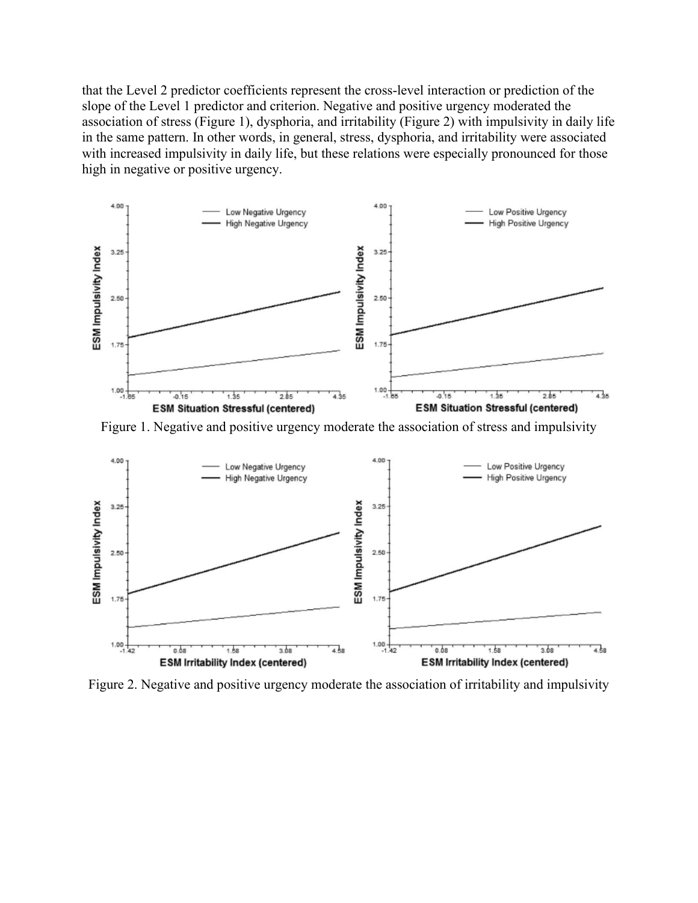that the Level 2 predictor coefficients represent the cross-level interaction or prediction of the slope of the Level 1 predictor and criterion. Negative and positive urgency moderated the association of stress (Figure 1), dysphoria, and irritability (Figure 2) with impulsivity in daily life in the same pattern. In other words, in general, stress, dysphoria, and irritability were associated with increased impulsivity in daily life, but these relations were especially pronounced for those high in negative or positive urgency.

Figure 1. Negative and positive urgency moderate the association of stress and impulsivity

Figure 2. Negative and positive urgency moderate the association of irritability and impulsivity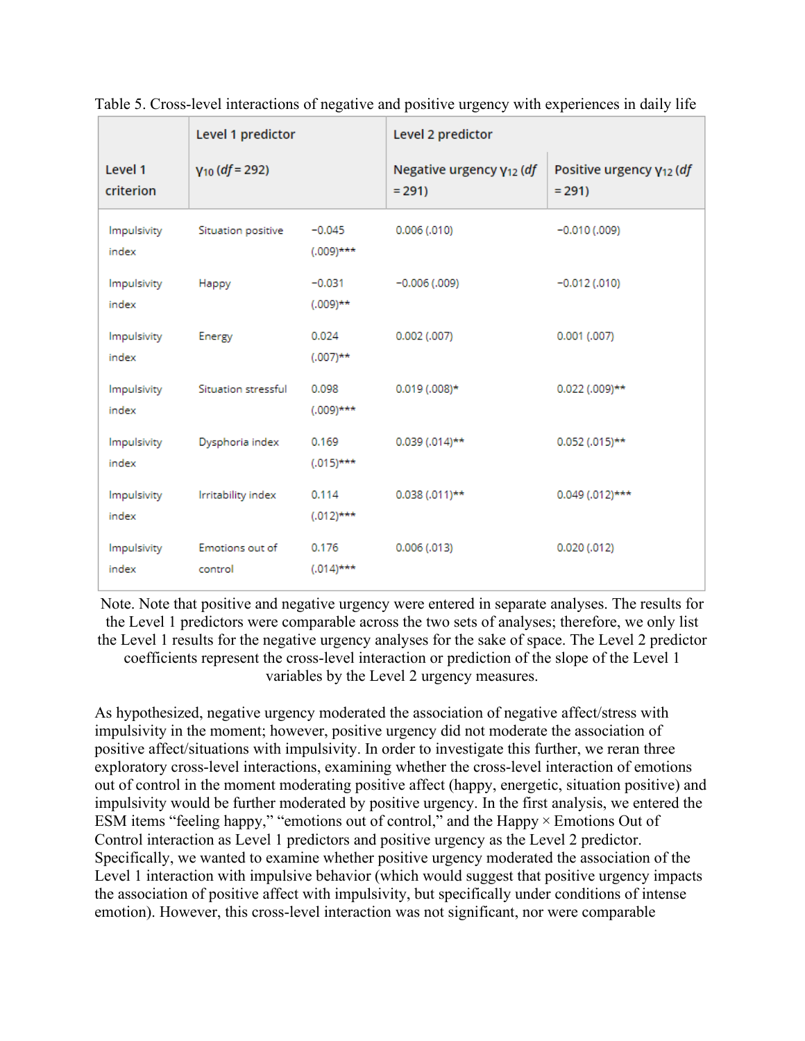Table 5. Cross-level interactions of negative and positive urgency with experiences in daily life

| Level 1 criterion | Level 1 predictor $\gamma_{10}$ (*df* = 292) | | Level 2 predictor Negative urgency $\gamma_{12}$ (*df* = 291) | Level 2 predictor Positive urgency $\gamma_{12}$ (*df* = 291) |
|---|---|---|---|---|
| Impulsivity index | Situation positive | −0.045 (.009)*** | 0.006 (.010) | −0.010 (.009) |
| Impulsivity index | Happy | −0.031 (.009)** | −0.006 (.009) | −0.012 (.010) |
| Impulsivity index | Energy | 0.024 (.007)** | 0.002 (.007) | 0.001 (.007) |
| Impulsivity index | Situation stressful | 0.098 (.009)*** | 0.019 (.008)* | 0.022 (.009)** |
| Impulsivity index | Dysphoria index | 0.169 (.015)*** | 0.039 (.014)** | 0.052 (.015)** |
| Impulsivity index | Irritability index | 0.114 (.012)*** | 0.038 (.011)** | 0.049 (.012)*** |
| Impulsivity index | Emotions out of control | 0.176 (.014)*** | 0.006 (.013) | 0.020 (.012) |

Note. Note that positive and negative urgency were entered in separate analyses. The results for the Level 1 predictors were comparable across the two sets of analyses; therefore, we only list the Level 1 results for the negative urgency analyses for the sake of space. The Level 2 predictor coefficients represent the cross-level interaction or prediction of the slope of the Level 1 variables by the Level 2 urgency measures.

As hypothesized, negative urgency moderated the association of negative affect/stress with impulsivity in the moment; however, positive urgency did not moderate the association of positive affect/situations with impulsivity. In order to investigate this further, we reran three exploratory cross-level interactions, examining whether the cross-level interaction of emotions out of control in the moment moderating positive affect (happy, energetic, situation positive) and impulsivity would be further moderated by positive urgency. In the first analysis, we entered the ESM items "feeling happy," "emotions out of control," and the Happy × Emotions Out of Control interaction as Level 1 predictors and positive urgency as the Level 2 predictor. Specifically, we wanted to examine whether positive urgency moderated the association of the Level 1 interaction with impulsive behavior (which would suggest that positive urgency impacts the association of positive affect with impulsivity, but specifically under conditions of intense emotion). However, this cross-level interaction was not significant, nor were comparable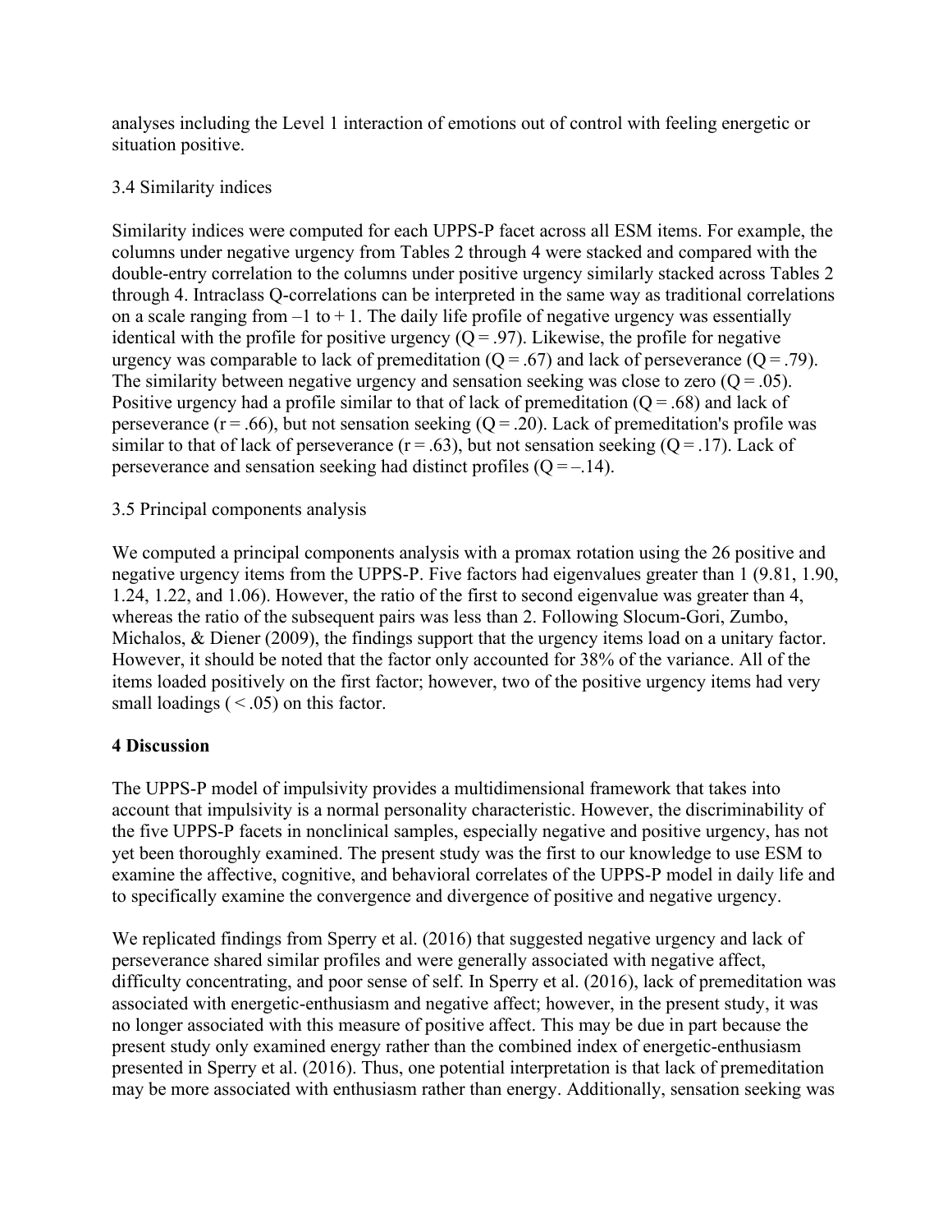analyses including the Level 1 interaction of emotions out of control with feeling energetic or situation positive.

### 3.4 Similarity indices

Similarity indices were computed for each UPPS-P facet across all ESM items. For example, the columns under negative urgency from Tables 2 through 4 were stacked and compared with the double-entry correlation to the columns under positive urgency similarly stacked across Tables 2 through 4. Intraclass Q-correlations can be interpreted in the same way as traditional correlations on a scale ranging from –1 to + 1. The daily life profile of negative urgency was essentially identical with the profile for positive urgency ($Q = .97$). Likewise, the profile for negative urgency was comparable to lack of premeditation ($Q = .67$) and lack of perseverance ($Q = .79$). The similarity between negative urgency and sensation seeking was close to zero ($Q = .05$). Positive urgency had a profile similar to that of lack of premeditation ($Q = .68$) and lack of perseverance ($r = .66$), but not sensation seeking ($Q = .20$). Lack of premeditation's profile was similar to that of lack of perseverance ($r = .63$), but not sensation seeking ($Q = .17$). Lack of perseverance and sensation seeking had distinct profiles ($Q = –.14$).

### 3.5 Principal components analysis

We computed a principal components analysis with a promax rotation using the 26 positive and negative urgency items from the UPPS-P. Five factors had eigenvalues greater than 1 (9.81, 1.90, 1.24, 1.22, and 1.06). However, the ratio of the first to second eigenvalue was greater than 4, whereas the ratio of the subsequent pairs was less than 2. Following Slocum-Gori, Zumbo, Michalos, & Diener (2009), the findings support that the urgency items load on a unitary factor. However, it should be noted that the factor only accounted for 38% of the variance. All of the items loaded positively on the first factor; however, two of the positive urgency items had very small loadings ( < .05) on this factor.

## 4 Discussion

The UPPS-P model of impulsivity provides a multidimensional framework that takes into account that impulsivity is a normal personality characteristic. However, the discriminability of the five UPPS-P facets in nonclinical samples, especially negative and positive urgency, has not yet been thoroughly examined. The present study was the first to our knowledge to use ESM to examine the affective, cognitive, and behavioral correlates of the UPPS-P model in daily life and to specifically examine the convergence and divergence of positive and negative urgency.

We replicated findings from Sperry et al. (2016) that suggested negative urgency and lack of perseverance shared similar profiles and were generally associated with negative affect, difficulty concentrating, and poor sense of self. In Sperry et al. (2016), lack of premeditation was associated with energetic-enthusiasm and negative affect; however, in the present study, it was no longer associated with this measure of positive affect. This may be due in part because the present study only examined energy rather than the combined index of energetic-enthusiasm presented in Sperry et al. (2016). Thus, one potential interpretation is that lack of premeditation may be more associated with enthusiasm rather than energy. Additionally, sensation seeking was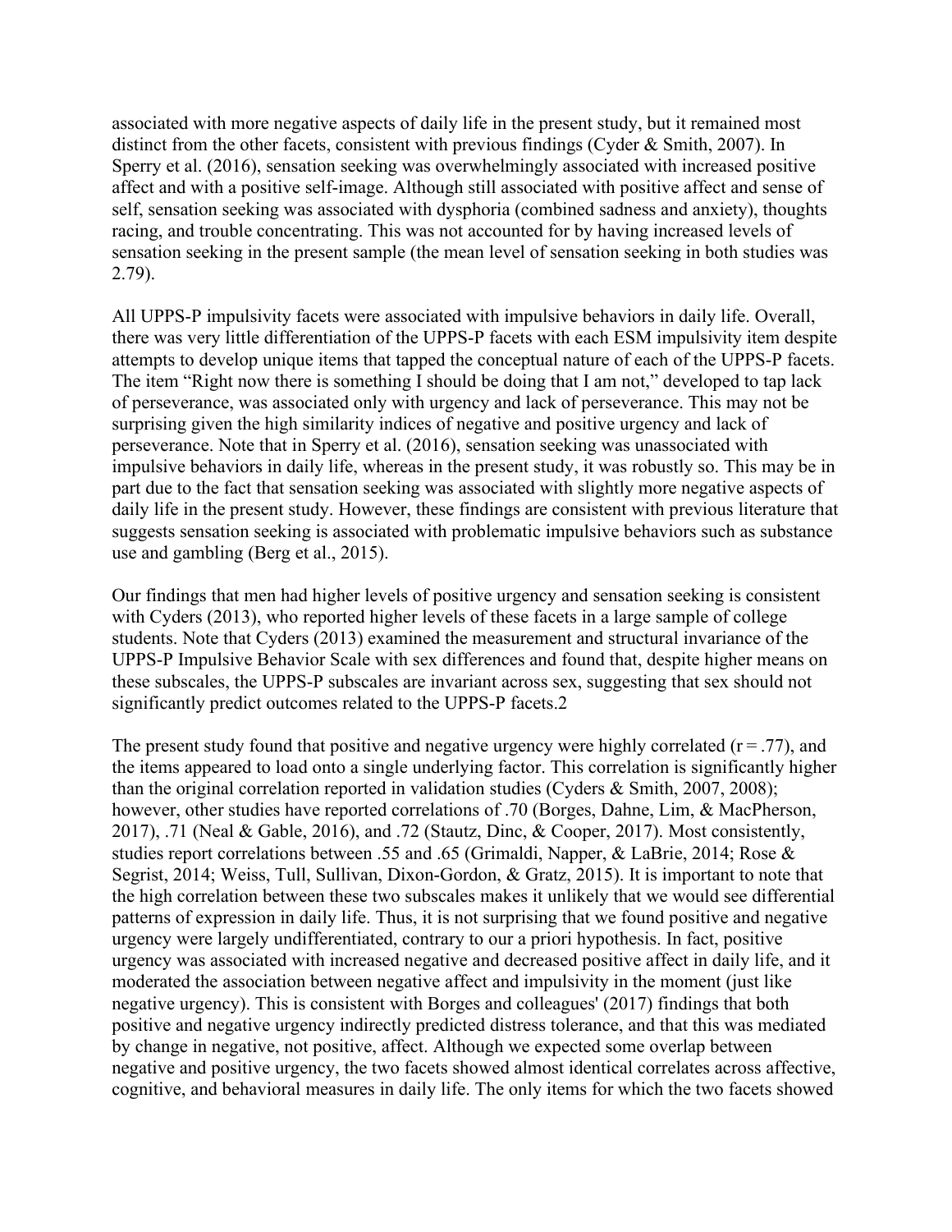associated with more negative aspects of daily life in the present study, but it remained most distinct from the other facets, consistent with previous findings (Cyder & Smith, 2007). In Sperry et al. (2016), sensation seeking was overwhelmingly associated with increased positive affect and with a positive self-image. Although still associated with positive affect and sense of self, sensation seeking was associated with dysphoria (combined sadness and anxiety), thoughts racing, and trouble concentrating. This was not accounted for by having increased levels of sensation seeking in the present sample (the mean level of sensation seeking in both studies was 2.79).

All UPPS-P impulsivity facets were associated with impulsive behaviors in daily life. Overall, there was very little differentiation of the UPPS-P facets with each ESM impulsivity item despite attempts to develop unique items that tapped the conceptual nature of each of the UPPS-P facets. The item "Right now there is something I should be doing that I am not," developed to tap lack of perseverance, was associated only with urgency and lack of perseverance. This may not be surprising given the high similarity indices of negative and positive urgency and lack of perseverance. Note that in Sperry et al. (2016), sensation seeking was unassociated with impulsive behaviors in daily life, whereas in the present study, it was robustly so. This may be in part due to the fact that sensation seeking was associated with slightly more negative aspects of daily life in the present study. However, these findings are consistent with previous literature that suggests sensation seeking is associated with problematic impulsive behaviors such as substance use and gambling (Berg et al., 2015).

Our findings that men had higher levels of positive urgency and sensation seeking is consistent with Cyders (2013), who reported higher levels of these facets in a large sample of college students. Note that Cyders (2013) examined the measurement and structural invariance of the UPPS-P Impulsive Behavior Scale with sex differences and found that, despite higher means on these subscales, the UPPS-P subscales are invariant across sex, suggesting that sex should not significantly predict outcomes related to the UPPS-P facets.[2]

The present study found that positive and negative urgency were highly correlated ($r = .77$), and the items appeared to load onto a single underlying factor. This correlation is significantly higher than the original correlation reported in validation studies (Cyders & Smith, 2007, 2008); however, other studies have reported correlations of .70 (Borges, Dahne, Lim, & MacPherson, 2017), .71 (Neal & Gable, 2016), and .72 (Stautz, Dinc, & Cooper, 2017). Most consistently, studies report correlations between .55 and .65 (Grimaldi, Napper, & LaBrie, 2014; Rose & Segrist, 2014; Weiss, Tull, Sullivan, Dixon-Gordon, & Gratz, 2015). It is important to note that the high correlation between these two subscales makes it unlikely that we would see differential patterns of expression in daily life. Thus, it is not surprising that we found positive and negative urgency were largely undifferentiated, contrary to our a priori hypothesis. In fact, positive urgency was associated with increased negative and decreased positive affect in daily life, and it moderated the association between negative affect and impulsivity in the moment (just like negative urgency). This is consistent with Borges and colleagues' (2017) findings that both positive and negative urgency indirectly predicted distress tolerance, and that this was mediated by change in negative, not positive, affect. Although we expected some overlap between negative and positive urgency, the two facets showed almost identical correlates across affective, cognitive, and behavioral measures in daily life. The only items for which the two facets showed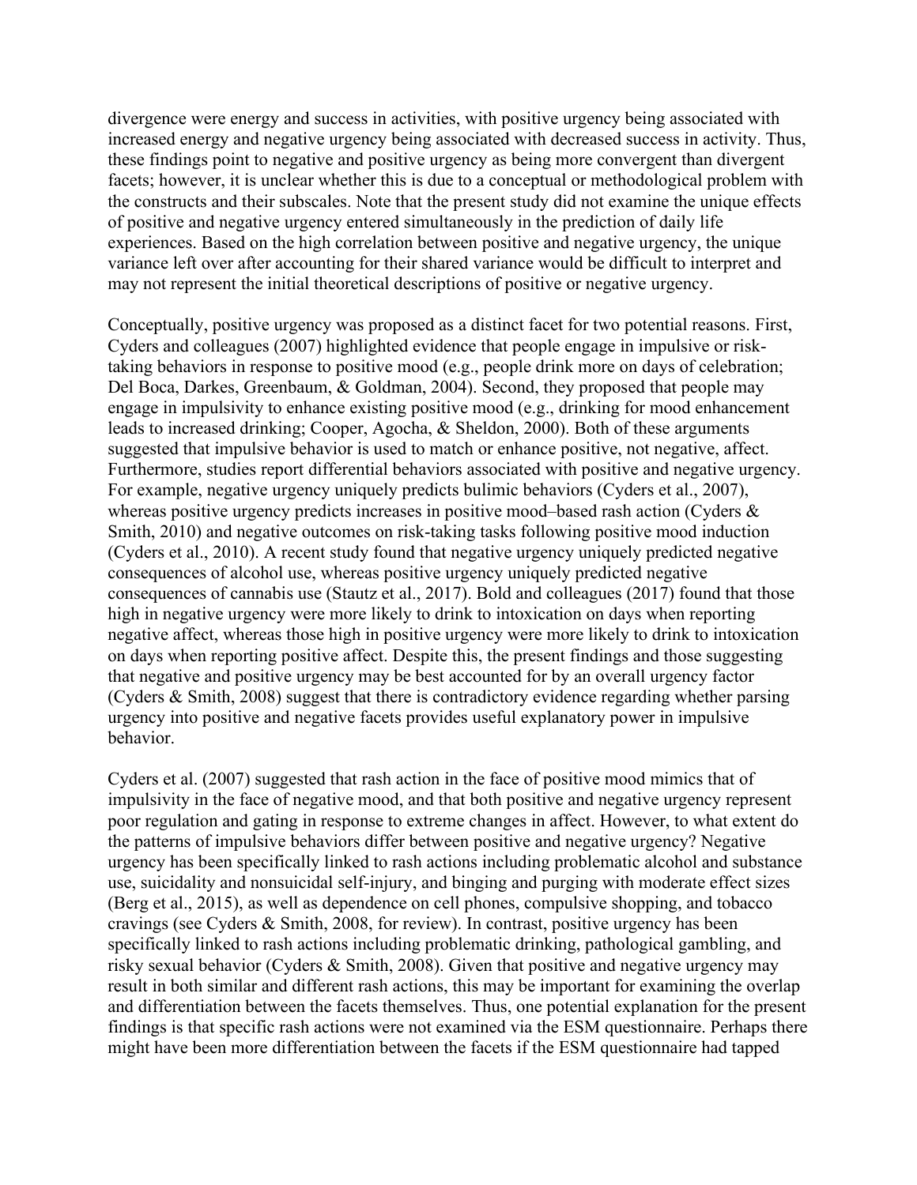divergence were energy and success in activities, with positive urgency being associated with increased energy and negative urgency being associated with decreased success in activity. Thus, these findings point to negative and positive urgency as being more convergent than divergent facets; however, it is unclear whether this is due to a conceptual or methodological problem with the constructs and their subscales. Note that the present study did not examine the unique effects of positive and negative urgency entered simultaneously in the prediction of daily life experiences. Based on the high correlation between positive and negative urgency, the unique variance left over after accounting for their shared variance would be difficult to interpret and may not represent the initial theoretical descriptions of positive or negative urgency.

Conceptually, positive urgency was proposed as a distinct facet for two potential reasons. First, Cyders and colleagues (2007) highlighted evidence that people engage in impulsive or risk-taking behaviors in response to positive mood (e.g., people drink more on days of celebration; Del Boca, Darkes, Greenbaum, & Goldman, 2004). Second, they proposed that people may engage in impulsivity to enhance existing positive mood (e.g., drinking for mood enhancement leads to increased drinking; Cooper, Agocha, & Sheldon, 2000). Both of these arguments suggested that impulsive behavior is used to match or enhance positive, not negative, affect. Furthermore, studies report differential behaviors associated with positive and negative urgency. For example, negative urgency uniquely predicts bulimic behaviors (Cyders et al., 2007), whereas positive urgency predicts increases in positive mood–based rash action (Cyders & Smith, 2010) and negative outcomes on risk-taking tasks following positive mood induction (Cyders et al., 2010). A recent study found that negative urgency uniquely predicted negative consequences of alcohol use, whereas positive urgency uniquely predicted negative consequences of cannabis use (Stautz et al., 2017). Bold and colleagues (2017) found that those high in negative urgency were more likely to drink to intoxication on days when reporting negative affect, whereas those high in positive urgency were more likely to drink to intoxication on days when reporting positive affect. Despite this, the present findings and those suggesting that negative and positive urgency may be best accounted for by an overall urgency factor (Cyders & Smith, 2008) suggest that there is contradictory evidence regarding whether parsing urgency into positive and negative facets provides useful explanatory power in impulsive behavior.

Cyders et al. (2007) suggested that rash action in the face of positive mood mimics that of impulsivity in the face of negative mood, and that both positive and negative urgency represent poor regulation and gating in response to extreme changes in affect. However, to what extent do the patterns of impulsive behaviors differ between positive and negative urgency? Negative urgency has been specifically linked to rash actions including problematic alcohol and substance use, suicidality and nonsuicidal self-injury, and binging and purging with moderate effect sizes (Berg et al., 2015), as well as dependence on cell phones, compulsive shopping, and tobacco cravings (see Cyders & Smith, 2008, for review). In contrast, positive urgency has been specifically linked to rash actions including problematic drinking, pathological gambling, and risky sexual behavior (Cyders & Smith, 2008). Given that positive and negative urgency may result in both similar and different rash actions, this may be important for examining the overlap and differentiation between the facets themselves. Thus, one potential explanation for the present findings is that specific rash actions were not examined via the ESM questionnaire. Perhaps there might have been more differentiation between the facets if the ESM questionnaire had tapped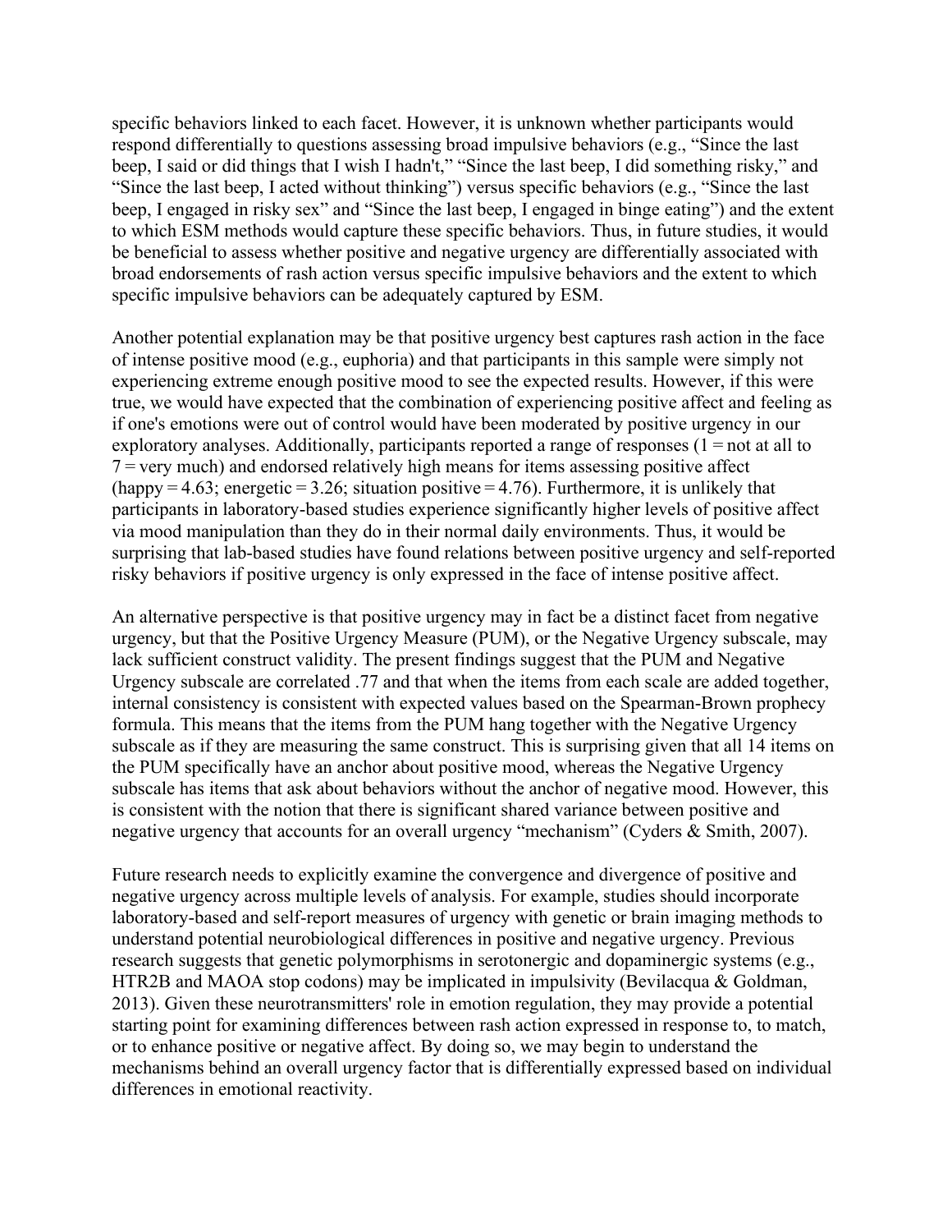specific behaviors linked to each facet. However, it is unknown whether participants would respond differentially to questions assessing broad impulsive behaviors (e.g., "Since the last beep, I said or did things that I wish I hadn't," "Since the last beep, I did something risky," and "Since the last beep, I acted without thinking") versus specific behaviors (e.g., "Since the last beep, I engaged in risky sex" and "Since the last beep, I engaged in binge eating") and the extent to which ESM methods would capture these specific behaviors. Thus, in future studies, it would be beneficial to assess whether positive and negative urgency are differentially associated with broad endorsements of rash action versus specific impulsive behaviors and the extent to which specific impulsive behaviors can be adequately captured by ESM.

Another potential explanation may be that positive urgency best captures rash action in the face of intense positive mood (e.g., euphoria) and that participants in this sample were simply not experiencing extreme enough positive mood to see the expected results. However, if this were true, we would have expected that the combination of experiencing positive affect and feeling as if one's emotions were out of control would have been moderated by positive urgency in our exploratory analyses. Additionally, participants reported a range of responses (1 = not at all to 7 = very much) and endorsed relatively high means for items assessing positive affect (happy = 4.63; energetic = 3.26; situation positive = 4.76). Furthermore, it is unlikely that participants in laboratory-based studies experience significantly higher levels of positive affect via mood manipulation than they do in their normal daily environments. Thus, it would be surprising that lab-based studies have found relations between positive urgency and self-reported risky behaviors if positive urgency is only expressed in the face of intense positive affect.

An alternative perspective is that positive urgency may in fact be a distinct facet from negative urgency, but that the Positive Urgency Measure (PUM), or the Negative Urgency subscale, may lack sufficient construct validity. The present findings suggest that the PUM and Negative Urgency subscale are correlated .77 and that when the items from each scale are added together, internal consistency is consistent with expected values based on the Spearman-Brown prophecy formula. This means that the items from the PUM hang together with the Negative Urgency subscale as if they are measuring the same construct. This is surprising given that all 14 items on the PUM specifically have an anchor about positive mood, whereas the Negative Urgency subscale has items that ask about behaviors without the anchor of negative mood. However, this is consistent with the notion that there is significant shared variance between positive and negative urgency that accounts for an overall urgency "mechanism" (Cyders & Smith, 2007).

Future research needs to explicitly examine the convergence and divergence of positive and negative urgency across multiple levels of analysis. For example, studies should incorporate laboratory-based and self-report measures of urgency with genetic or brain imaging methods to understand potential neurobiological differences in positive and negative urgency. Previous research suggests that genetic polymorphisms in serotonergic and dopaminergic systems (e.g., HTR2B and MAOA stop codons) may be implicated in impulsivity (Bevilacqua & Goldman, 2013). Given these neurotransmitters' role in emotion regulation, they may provide a potential starting point for examining differences between rash action expressed in response to, to match, or to enhance positive or negative affect. By doing so, we may begin to understand the mechanisms behind an overall urgency factor that is differentially expressed based on individual differences in emotional reactivity.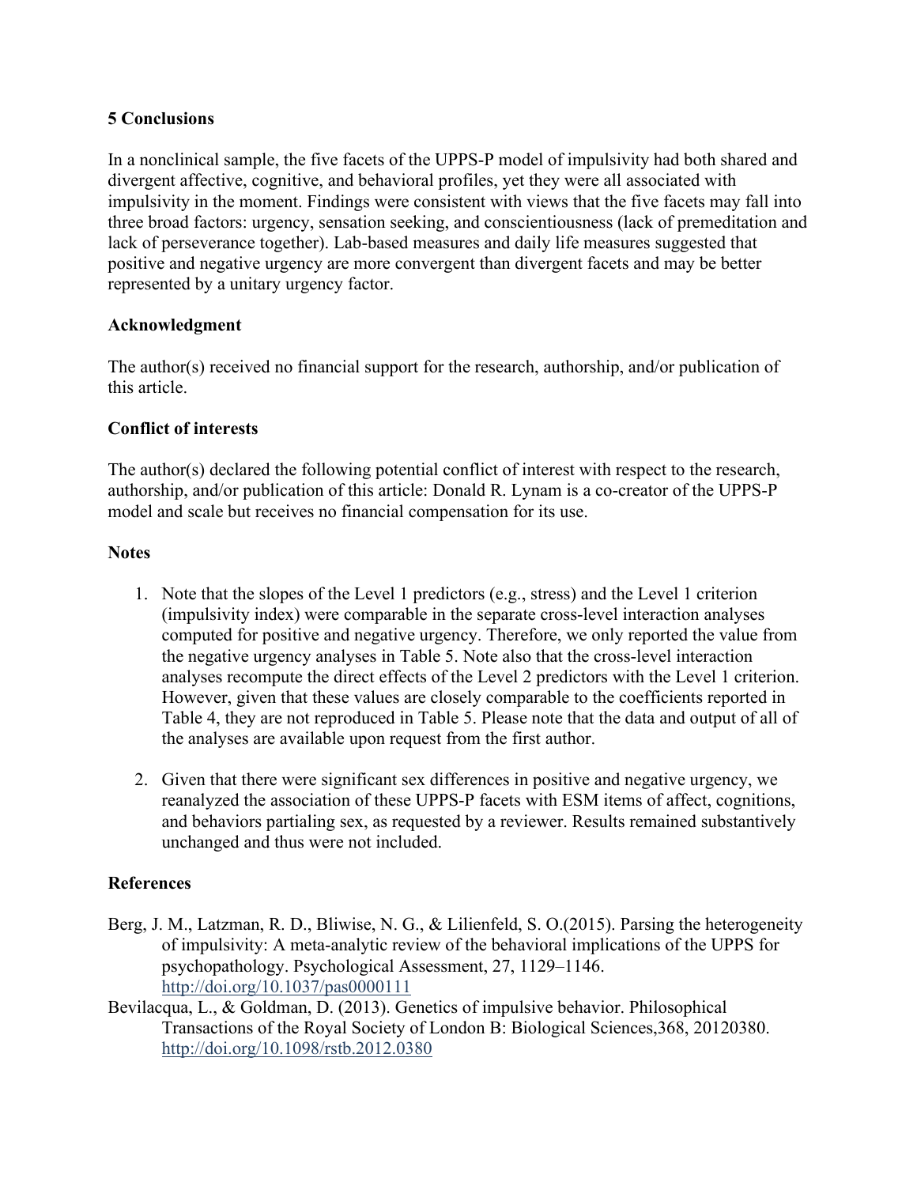## 5 Conclusions

In a nonclinical sample, the five facets of the UPPS-P model of impulsivity had both shared and divergent affective, cognitive, and behavioral profiles, yet they were all associated with impulsivity in the moment. Findings were consistent with views that the five facets may fall into three broad factors: urgency, sensation seeking, and conscientiousness (lack of premeditation and lack of perseverance together). Lab-based measures and daily life measures suggested that positive and negative urgency are more convergent than divergent facets and may be better represented by a unitary urgency factor.

### Acknowledgment

The author(s) received no financial support for the research, authorship, and/or publication of this article.

### Conflict of interests

The author(s) declared the following potential conflict of interest with respect to the research, authorship, and/or publication of this article: Donald R. Lynam is a co-creator of the UPPS-P model and scale but receives no financial compensation for its use.

### Notes

1. Note that the slopes of the Level 1 predictors (e.g., stress) and the Level 1 criterion (impulsivity index) were comparable in the separate cross-level interaction analyses computed for positive and negative urgency. Therefore, we only reported the value from the negative urgency analyses in Table 5. Note also that the cross-level interaction analyses recompute the direct effects of the Level 2 predictors with the Level 1 criterion. However, given that these values are closely comparable to the coefficients reported in Table 4, they are not reproduced in Table 5. Please note that the data and output of all of the analyses are available upon request from the first author.

2. Given that there were significant sex differences in positive and negative urgency, we reanalyzed the association of these UPPS-P facets with ESM items of affect, cognitions, and behaviors partialing sex, as requested by a reviewer. Results remained substantively unchanged and thus were not included.

### References

Berg, J. M., Latzman, R. D., Bliwise, N. G., & Lilienfeld, S. O.(2015). Parsing the heterogeneity of impulsivity: A meta-analytic review of the behavioral implications of the UPPS for psychopathology. Psychological Assessment, 27, 1129–1146. http://doi.org/10.1037/pas0000111

Bevilacqua, L., & Goldman, D. (2013). Genetics of impulsive behavior. Philosophical Transactions of the Royal Society of London B: Biological Sciences,368, 20120380. http://doi.org/10.1098/rstb.2012.0380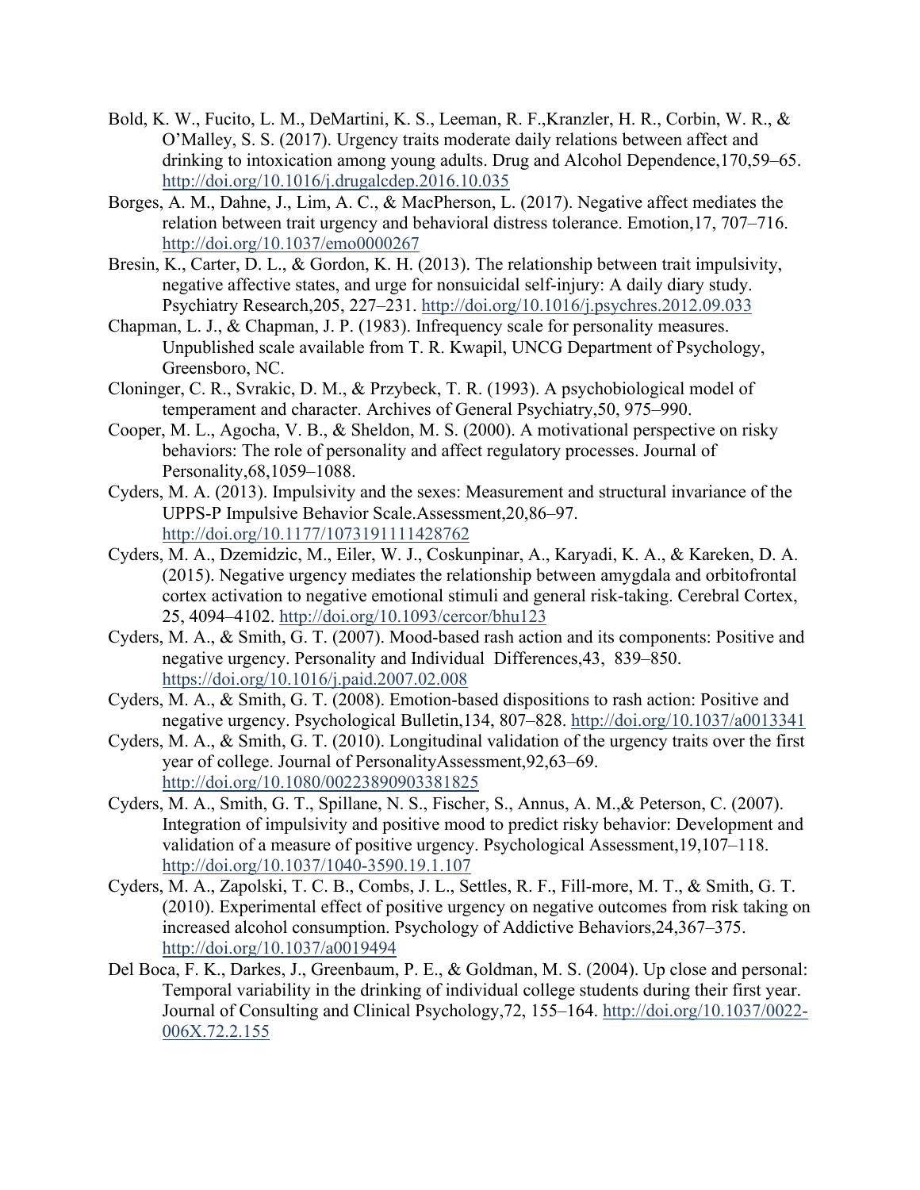Bold, K. W., Fucito, L. M., DeMartini, K. S., Leeman, R. F.,Kranzler, H. R., Corbin, W. R., & O'Malley, S. S. (2017). Urgency traits moderate daily relations between affect and drinking to intoxication among young adults. Drug and Alcohol Dependence,170,59–65. http://doi.org/10.1016/j.drugalcdep.2016.10.035

Borges, A. M., Dahne, J., Lim, A. C., & MacPherson, L. (2017). Negative affect mediates the relation between trait urgency and behavioral distress tolerance. Emotion,17, 707–716. http://doi.org/10.1037/emo0000267

Bresin, K., Carter, D. L., & Gordon, K. H. (2013). The relationship between trait impulsivity, negative affective states, and urge for nonsuicidal self-injury: A daily diary study. Psychiatry Research,205, 227–231. http://doi.org/10.1016/j.psychres.2012.09.033

Chapman, L. J., & Chapman, J. P. (1983). Infrequency scale for personality measures. Unpublished scale available from T. R. Kwapil, UNCG Department of Psychology, Greensboro, NC.

Cloninger, C. R., Svrakic, D. M., & Przybeck, T. R. (1993). A psychobiological model of temperament and character. Archives of General Psychiatry,50, 975–990.

Cooper, M. L., Agocha, V. B., & Sheldon, M. S. (2000). A motivational perspective on risky behaviors: The role of personality and affect regulatory processes. Journal of Personality,68,1059–1088.

Cyders, M. A. (2013). Impulsivity and the sexes: Measurement and structural invariance of the UPPS-P Impulsive Behavior Scale.Assessment,20,86–97. http://doi.org/10.1177/1073191111428762

Cyders, M. A., Dzemidzic, M., Eiler, W. J., Coskunpinar, A., Karyadi, K. A., & Kareken, D. A. (2015). Negative urgency mediates the relationship between amygdala and orbitofrontal cortex activation to negative emotional stimuli and general risk-taking. Cerebral Cortex, 25, 4094–4102. http://doi.org/10.1093/cercor/bhu123

Cyders, M. A., & Smith, G. T. (2007). Mood-based rash action and its components: Positive and negative urgency. Personality and Individual Differences,43, 839–850. https://doi.org/10.1016/j.paid.2007.02.008

Cyders, M. A., & Smith, G. T. (2008). Emotion-based dispositions to rash action: Positive and negative urgency. Psychological Bulletin,134, 807–828. http://doi.org/10.1037/a0013341

Cyders, M. A., & Smith, G. T. (2010). Longitudinal validation of the urgency traits over the first year of college. Journal of PersonalityAssessment,92,63–69. http://doi.org/10.1080/00223890903381825

Cyders, M. A., Smith, G. T., Spillane, N. S., Fischer, S., Annus, A. M.,& Peterson, C. (2007). Integration of impulsivity and positive mood to predict risky behavior: Development and validation of a measure of positive urgency. Psychological Assessment,19,107–118. http://doi.org/10.1037/1040-3590.19.1.107

Cyders, M. A., Zapolski, T. C. B., Combs, J. L., Settles, R. F., Fill-more, M. T., & Smith, G. T. (2010). Experimental effect of positive urgency on negative outcomes from risk taking on increased alcohol consumption. Psychology of Addictive Behaviors,24,367–375. http://doi.org/10.1037/a0019494

Del Boca, F. K., Darkes, J., Greenbaum, P. E., & Goldman, M. S. (2004). Up close and personal: Temporal variability in the drinking of individual college students during their first year. Journal of Consulting and Clinical Psychology,72, 155–164. http://doi.org/10.1037/0022-006X.72.2.155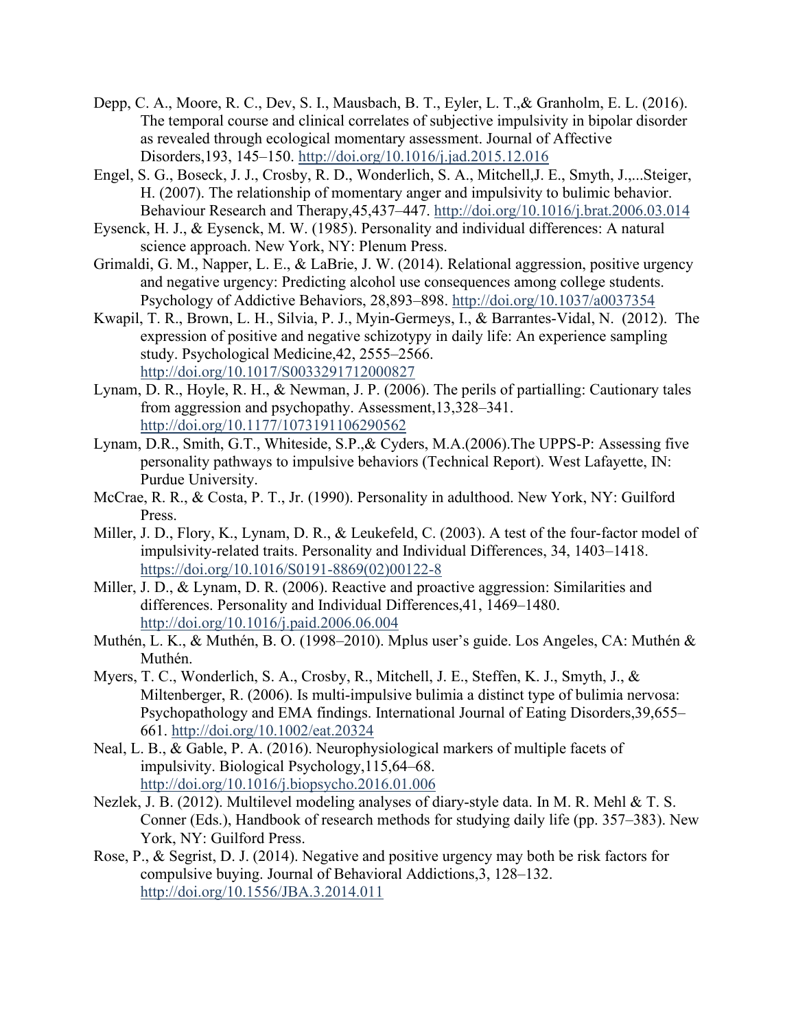Depp, C. A., Moore, R. C., Dev, S. I., Mausbach, B. T., Eyler, L. T.,& Granholm, E. L. (2016). The temporal course and clinical correlates of subjective impulsivity in bipolar disorder as revealed through ecological momentary assessment. Journal of Affective Disorders,193, 145–150. http://doi.org/10.1016/j.jad.2015.12.016

Engel, S. G., Boseck, J. J., Crosby, R. D., Wonderlich, S. A., Mitchell,J. E., Smyth, J.,...Steiger, H. (2007). The relationship of momentary anger and impulsivity to bulimic behavior. Behaviour Research and Therapy,45,437–447. http://doi.org/10.1016/j.brat.2006.03.014

Eysenck, H. J., & Eysenck, M. W. (1985). Personality and individual differences: A natural science approach. New York, NY: Plenum Press.

Grimaldi, G. M., Napper, L. E., & LaBrie, J. W. (2014). Relational aggression, positive urgency and negative urgency: Predicting alcohol use consequences among college students. Psychology of Addictive Behaviors, 28,893–898. http://doi.org/10.1037/a0037354

Kwapil, T. R., Brown, L. H., Silvia, P. J., Myin-Germeys, I., & Barrantes-Vidal, N. (2012). The expression of positive and negative schizotypy in daily life: An experience sampling study. Psychological Medicine,42, 2555–2566. http://doi.org/10.1017/S0033291712000827

Lynam, D. R., Hoyle, R. H., & Newman, J. P. (2006). The perils of partialling: Cautionary tales from aggression and psychopathy. Assessment,13,328–341. http://doi.org/10.1177/1073191106290562

Lynam, D.R., Smith, G.T., Whiteside, S.P.,& Cyders, M.A.(2006).The UPPS-P: Assessing five personality pathways to impulsive behaviors (Technical Report). West Lafayette, IN: Purdue University.

McCrae, R. R., & Costa, P. T., Jr. (1990). Personality in adulthood. New York, NY: Guilford Press.

Miller, J. D., Flory, K., Lynam, D. R., & Leukefeld, C. (2003). A test of the four-factor model of impulsivity-related traits. Personality and Individual Differences, 34, 1403–1418. https://doi.org/10.1016/S0191-8869(02)00122-8

Miller, J. D., & Lynam, D. R. (2006). Reactive and proactive aggression: Similarities and differences. Personality and Individual Differences,41, 1469–1480. http://doi.org/10.1016/j.paid.2006.06.004

Muthén, L. K., & Muthén, B. O. (1998–2010). Mplus user's guide. Los Angeles, CA: Muthén & Muthén.

Myers, T. C., Wonderlich, S. A., Crosby, R., Mitchell, J. E., Steffen, K. J., Smyth, J., & Miltenberger, R. (2006). Is multi-impulsive bulimia a distinct type of bulimia nervosa: Psychopathology and EMA findings. International Journal of Eating Disorders,39,655–661. http://doi.org/10.1002/eat.20324

Neal, L. B., & Gable, P. A. (2016). Neurophysiological markers of multiple facets of impulsivity. Biological Psychology,115,64–68. http://doi.org/10.1016/j.biopsycho.2016.01.006

Nezlek, J. B. (2012). Multilevel modeling analyses of diary-style data. In M. R. Mehl & T. S. Conner (Eds.), Handbook of research methods for studying daily life (pp. 357–383). New York, NY: Guilford Press.

Rose, P., & Segrist, D. J. (2014). Negative and positive urgency may both be risk factors for compulsive buying. Journal of Behavioral Addictions,3, 128–132. http://doi.org/10.1556/JBA.3.2014.011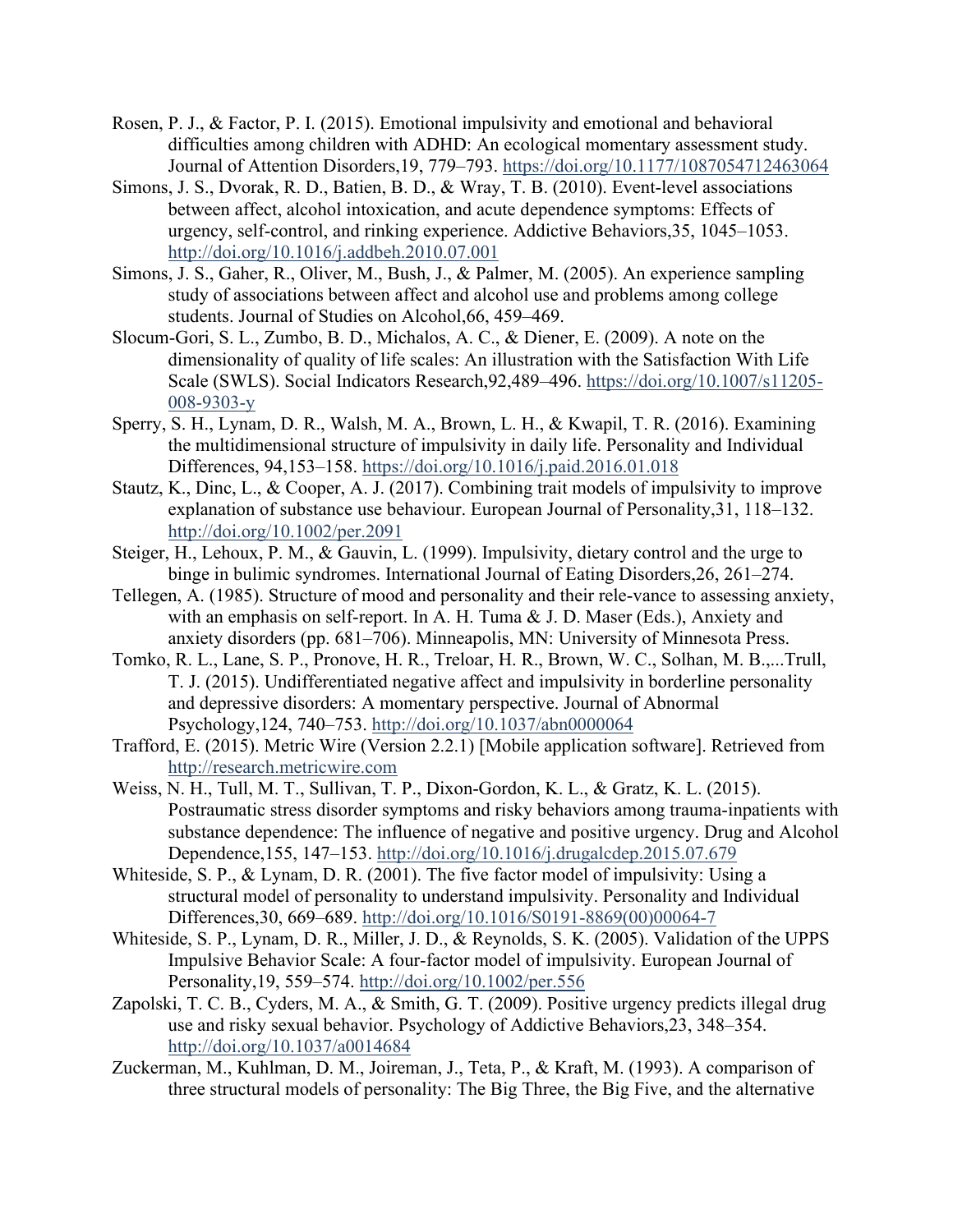Rosen, P. J., & Factor, P. I. (2015). Emotional impulsivity and emotional and behavioral difficulties among children with ADHD: An ecological momentary assessment study. Journal of Attention Disorders,19, 779–793. https://doi.org/10.1177/1087054712463064

Simons, J. S., Dvorak, R. D., Batien, B. D., & Wray, T. B. (2010). Event-level associations between affect, alcohol intoxication, and acute dependence symptoms: Effects of urgency, self-control, and rinking experience. Addictive Behaviors,35, 1045–1053. http://doi.org/10.1016/j.addbeh.2010.07.001

Simons, J. S., Gaher, R., Oliver, M., Bush, J., & Palmer, M. (2005). An experience sampling study of associations between affect and alcohol use and problems among college students. Journal of Studies on Alcohol,66, 459–469.

Slocum-Gori, S. L., Zumbo, B. D., Michalos, A. C., & Diener, E. (2009). A note on the dimensionality of quality of life scales: An illustration with the Satisfaction With Life Scale (SWLS). Social Indicators Research,92,489–496. https://doi.org/10.1007/s11205-008-9303-y

Sperry, S. H., Lynam, D. R., Walsh, M. A., Brown, L. H., & Kwapil, T. R. (2016). Examining the multidimensional structure of impulsivity in daily life. Personality and Individual Differences, 94,153–158. https://doi.org/10.1016/j.paid.2016.01.018

Stautz, K., Dinc, L., & Cooper, A. J. (2017). Combining trait models of impulsivity to improve explanation of substance use behaviour. European Journal of Personality,31, 118–132. http://doi.org/10.1002/per.2091

Steiger, H., Lehoux, P. M., & Gauvin, L. (1999). Impulsivity, dietary control and the urge to binge in bulimic syndromes. International Journal of Eating Disorders,26, 261–274.

Tellegen, A. (1985). Structure of mood and personality and their rele-vance to assessing anxiety, with an emphasis on self-report. In A. H. Tuma & J. D. Maser (Eds.), Anxiety and anxiety disorders (pp. 681–706). Minneapolis, MN: University of Minnesota Press.

Tomko, R. L., Lane, S. P., Pronove, H. R., Treloar, H. R., Brown, W. C., Solhan, M. B.,...Trull, T. J. (2015). Undifferentiated negative affect and impulsivity in borderline personality and depressive disorders: A momentary perspective. Journal of Abnormal Psychology,124, 740–753. http://doi.org/10.1037/abn0000064

Trafford, E. (2015). Metric Wire (Version 2.2.1) [Mobile application software]. Retrieved from http://research.metricwire.com

Weiss, N. H., Tull, M. T., Sullivan, T. P., Dixon-Gordon, K. L., & Gratz, K. L. (2015). Postraumatic stress disorder symptoms and risky behaviors among trauma-inpatients with substance dependence: The influence of negative and positive urgency. Drug and Alcohol Dependence,155, 147–153. http://doi.org/10.1016/j.drugalcdep.2015.07.679

Whiteside, S. P., & Lynam, D. R. (2001). The five factor model of impulsivity: Using a structural model of personality to understand impulsivity. Personality and Individual Differences,30, 669–689. http://doi.org/10.1016/S0191-8869(00)00064-7

Whiteside, S. P., Lynam, D. R., Miller, J. D., & Reynolds, S. K. (2005). Validation of the UPPS Impulsive Behavior Scale: A four-factor model of impulsivity. European Journal of Personality,19, 559–574. http://doi.org/10.1002/per.556

Zapolski, T. C. B., Cyders, M. A., & Smith, G. T. (2009). Positive urgency predicts illegal drug use and risky sexual behavior. Psychology of Addictive Behaviors,23, 348–354. http://doi.org/10.1037/a0014684

Zuckerman, M., Kuhlman, D. M., Joireman, J., Teta, P., & Kraft, M. (1993). A comparison of three structural models of personality: The Big Three, the Big Five, and the alternative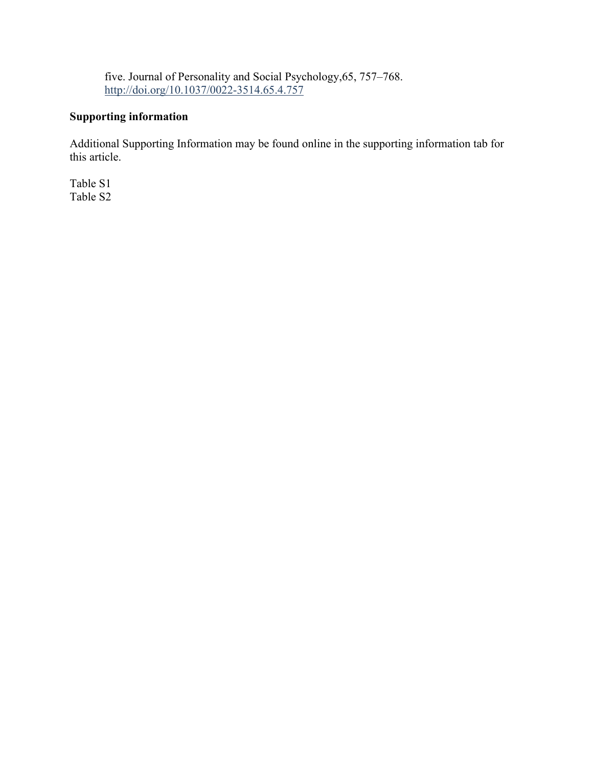five. Journal of Personality and Social Psychology,65, 757–768. http://doi.org/10.1037/0022-3514.65.4.757

**Supporting information**

Additional Supporting Information may be found online in the supporting information tab for this article.

Table S1
Table S2